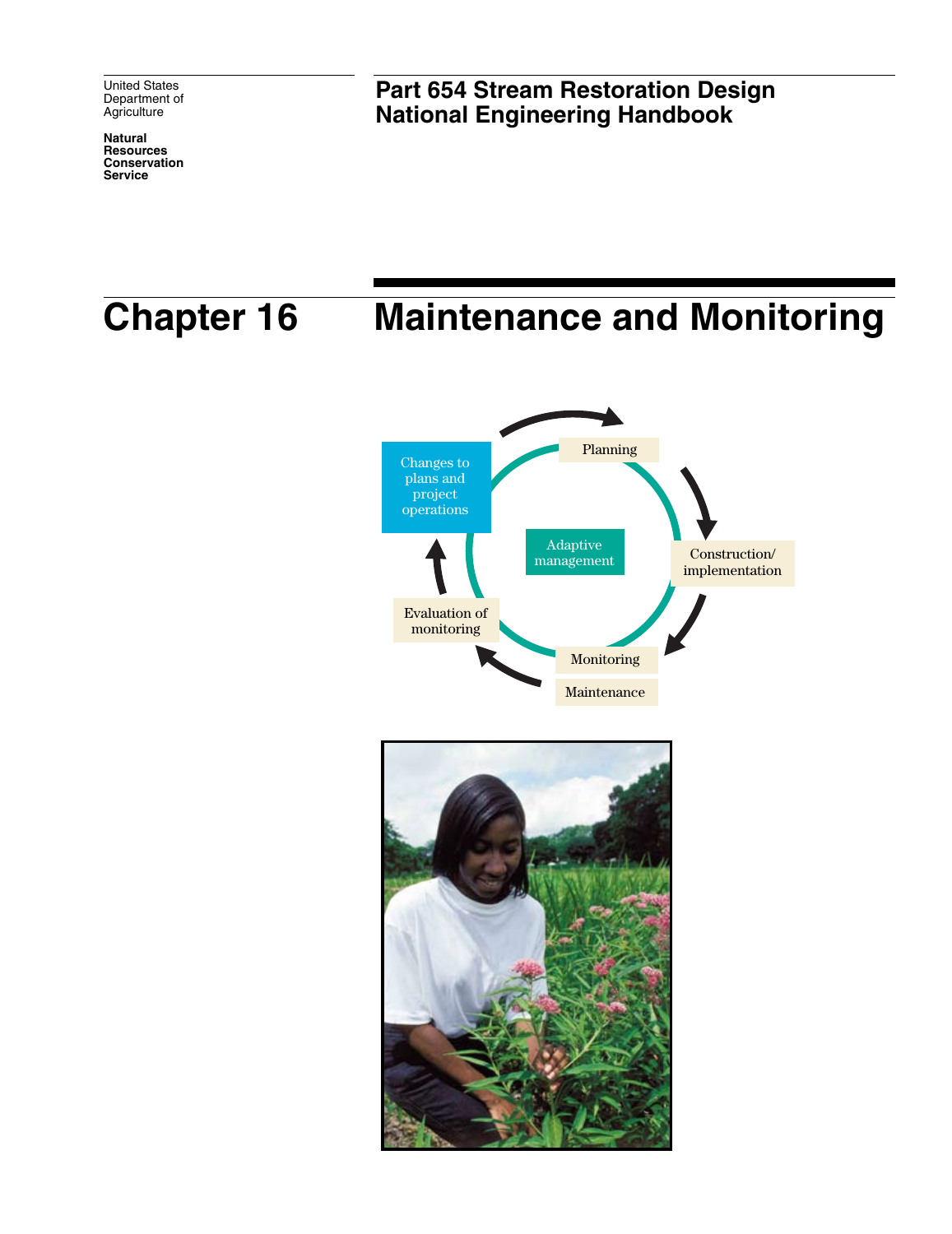United States Department of Agriculture

**Natural Resources Conservation Service**

# Part 654 Stream Restoration Design National Engineering Handbook

# Chapter 16 Maintenance and Monitoring

Planning

Construction/ implementation

Monitoring

Maintenance

Evaluation of monitoring

Changes to plans and project operations

Adaptive management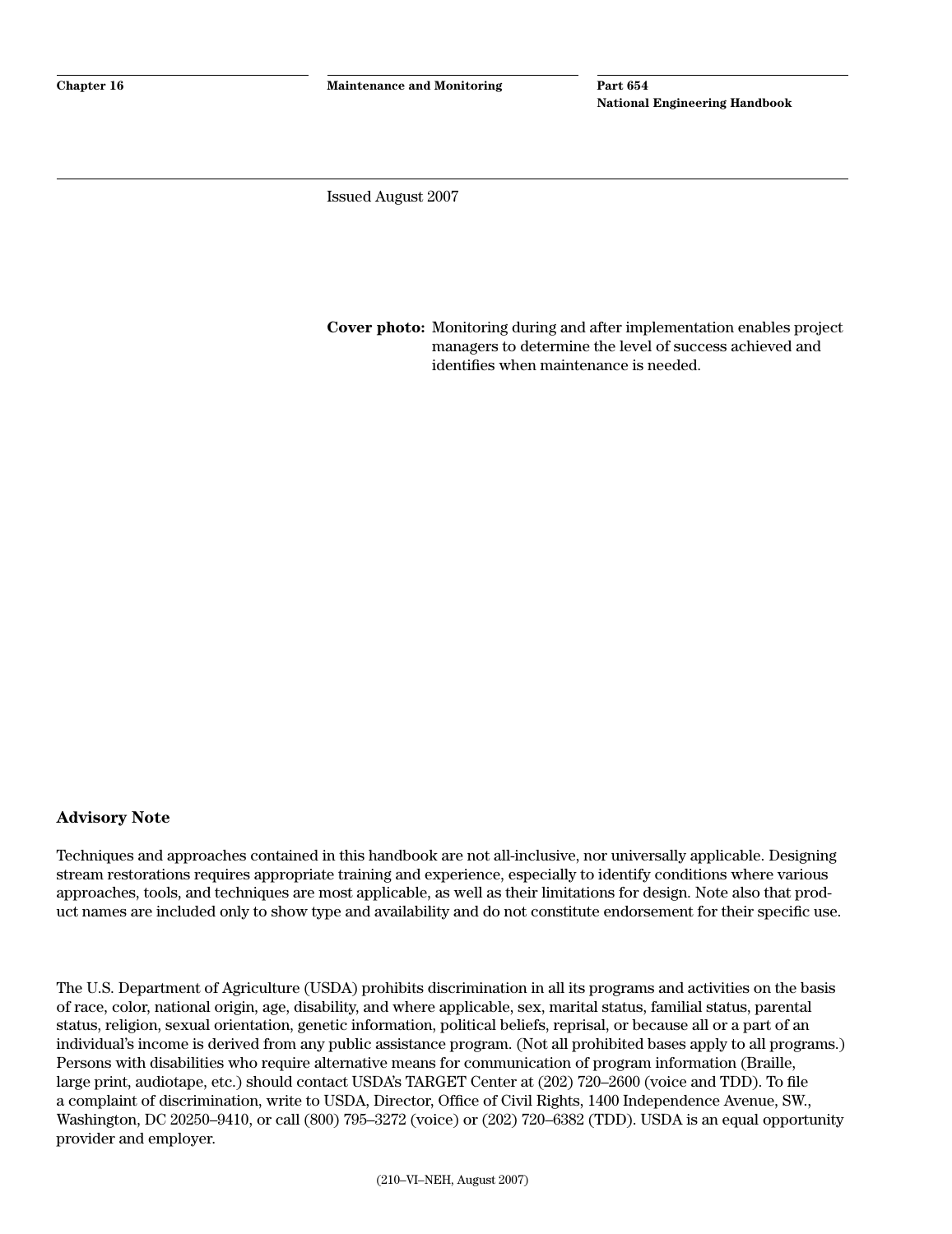Issued August 2007

**Cover photo:** Monitoring during and after implementation enables project managers to determine the level of success achieved and identifies when maintenance is needed.

## Advisory Note

Techniques and approaches contained in this handbook are not all-inclusive, nor universally applicable. Designing stream restorations requires appropriate training and experience, especially to identify conditions where various approaches, tools, and techniques are most applicable, as well as their limitations for design. Note also that product names are included only to show type and availability and do not constitute endorsement for their specific use.

The U.S. Department of Agriculture (USDA) prohibits discrimination in all its programs and activities on the basis of race, color, national origin, age, disability, and where applicable, sex, marital status, familial status, parental status, religion, sexual orientation, genetic information, political beliefs, reprisal, or because all or a part of an individual's income is derived from any public assistance program. (Not all prohibited bases apply to all programs.) Persons with disabilities who require alternative means for communication of program information (Braille, large print, audiotape, etc.) should contact USDA's TARGET Center at (202) 720–2600 (voice and TDD). To file a complaint of discrimination, write to USDA, Director, Office of Civil Rights, 1400 Independence Avenue, SW., Washington, DC 20250–9410, or call (800) 795–3272 (voice) or (202) 720–6382 (TDD). USDA is an equal opportunity provider and employer.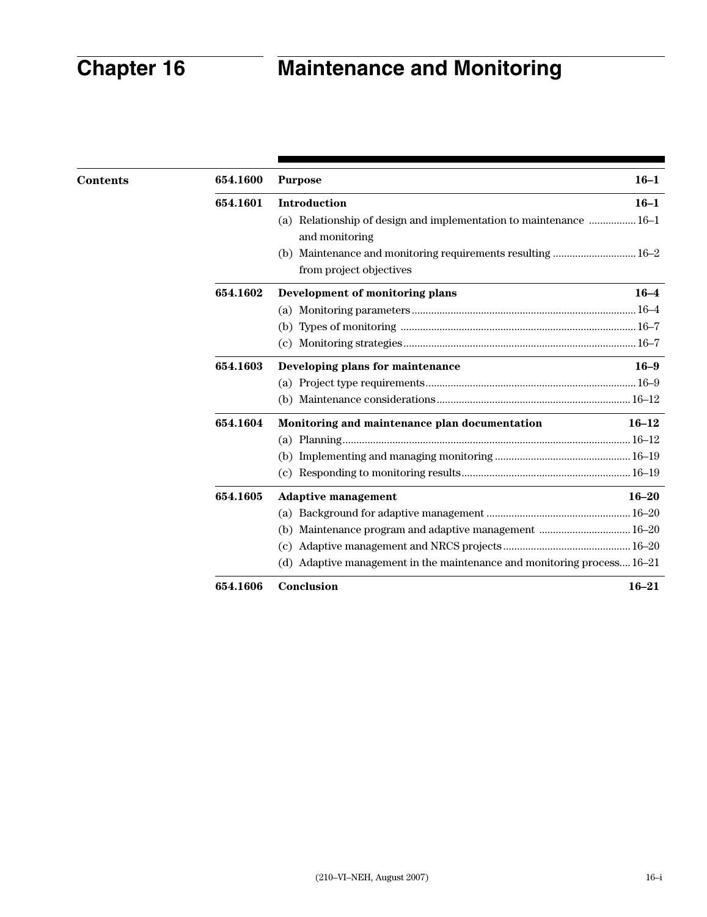# Chapter 16 Maintenance and Monitoring

**Contents**

| | | |
|---|---|---|
| **654.1600** | **Purpose** | **16–1** |
| **654.1601** | **Introduction** | **16–1** |
| | (a) Relationship of design and implementation to maintenance and monitoring | 16–1 |
| | (b) Maintenance and monitoring requirements resulting from project objectives | 16–2 |
| **654.1602** | **Development of monitoring plans** | **16–4** |
| | (a) Monitoring parameters | 16–4 |
| | (b) Types of monitoring | 16–7 |
| | (c) Monitoring strategies | 16–7 |
| **654.1603** | **Developing plans for maintenance** | **16–9** |
| | (a) Project type requirements | 16–9 |
| | (b) Maintenance considerations | 16–12 |
| **654.1604** | **Monitoring and maintenance plan documentation** | **16–12** |
| | (a) Planning | 16–12 |
| | (b) Implementing and managing monitoring | 16–19 |
| | (c) Responding to monitoring results | 16–19 |
| **654.1605** | **Adaptive management** | **16–20** |
| | (a) Background for adaptive management | 16–20 |
| | (b) Maintenance program and adaptive management | 16–20 |
| | (c) Adaptive management and NRCS projects | 16–20 |
| | (d) Adaptive management in the maintenance and monitoring process | 16–21 |
| **654.1606** | **Conclusion** | **16–21** |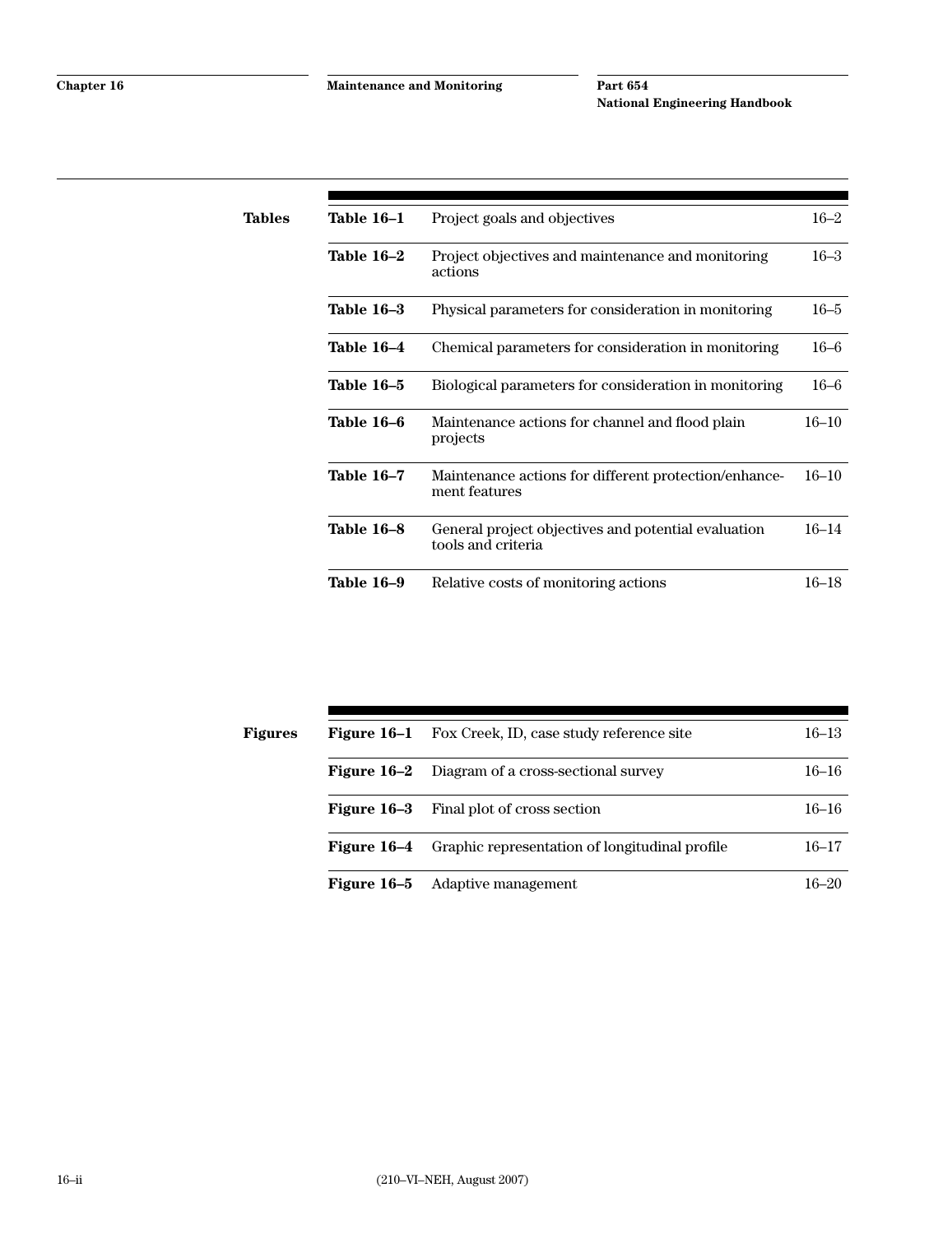**Tables**

| | | |
|---|---|---|
| **Table 16–1** | Project goals and objectives | 16–2 |
| **Table 16–2** | Project objectives and maintenance and monitoring actions | 16–3 |
| **Table 16–3** | Physical parameters for consideration in monitoring | 16–5 |
| **Table 16–4** | Chemical parameters for consideration in monitoring | 16–6 |
| **Table 16–5** | Biological parameters for consideration in monitoring | 16–6 |
| **Table 16–6** | Maintenance actions for channel and flood plain projects | 16–10 |
| **Table 16–7** | Maintenance actions for different protection/enhancement features | 16–10 |
| **Table 16–8** | General project objectives and potential evaluation tools and criteria | 16–14 |
| **Table 16–9** | Relative costs of monitoring actions | 16–18 |

**Figures**

| | | |
|---|---|---|
| **Figure 16–1** | Fox Creek, ID, case study reference site | 16–13 |
| **Figure 16–2** | Diagram of a cross-sectional survey | 16–16 |
| **Figure 16–3** | Final plot of cross section | 16–16 |
| **Figure 16–4** | Graphic representation of longitudinal profile | 16–17 |
| **Figure 16–5** | Adaptive management | 16–20 |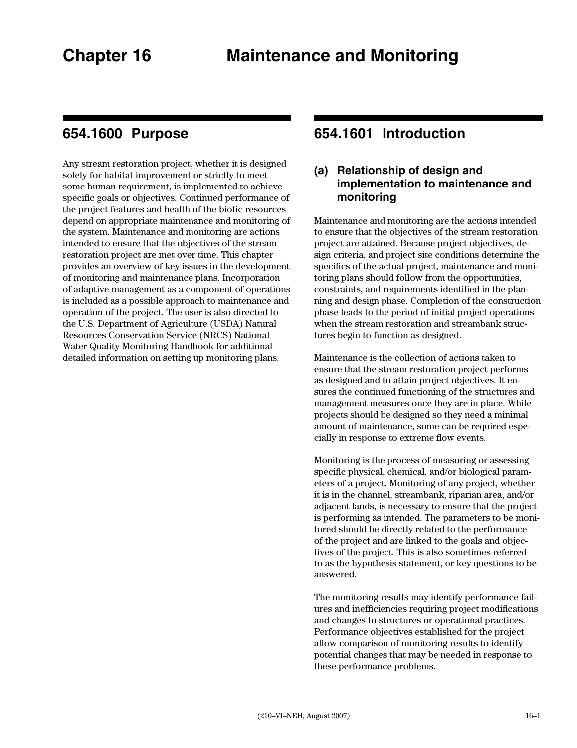# Chapter 16 Maintenance and Monitoring

## 654.1600 Purpose

Any stream restoration project, whether it is designed solely for habitat improvement or strictly to meet some human requirement, is implemented to achieve specific goals or objectives. Continued performance of the project features and health of the biotic resources depend on appropriate maintenance and monitoring of the system. Maintenance and monitoring are actions intended to ensure that the objectives of the stream restoration project are met over time. This chapter provides an overview of key issues in the development of monitoring and maintenance plans. Incorporation of adaptive management as a component of operations is included as a possible approach to maintenance and operation of the project. The user is also directed to the U.S. Department of Agriculture (USDA) Natural Resources Conservation Service (NRCS) National Water Quality Monitoring Handbook for additional detailed information on setting up monitoring plans.

## 654.1601 Introduction

### (a) Relationship of design and implementation to maintenance and monitoring

Maintenance and monitoring are the actions intended to ensure that the objectives of the stream restoration project are attained. Because project objectives, design criteria, and project site conditions determine the specifics of the actual project, maintenance and monitoring plans should follow from the opportunities, constraints, and requirements identified in the planning and design phase. Completion of the construction phase leads to the period of initial project operations when the stream restoration and streambank structures begin to function as designed.

Maintenance is the collection of actions taken to ensure that the stream restoration project performs as designed and to attain project objectives. It ensures the continued functioning of the structures and management measures once they are in place. While projects should be designed so they need a minimal amount of maintenance, some can be required especially in response to extreme flow events.

Monitoring is the process of measuring or assessing specific physical, chemical, and/or biological parameters of a project. Monitoring of any project, whether it is in the channel, streambank, riparian area, and/or adjacent lands, is necessary to ensure that the project is performing as intended. The parameters to be monitored should be directly related to the performance of the project and are linked to the goals and objectives of the project. This is also sometimes referred to as the hypothesis statement, or key questions to be answered.

The monitoring results may identify performance failures and inefficiencies requiring project modifications and changes to structures or operational practices. Performance objectives established for the project allow comparison of monitoring results to identify potential changes that may be needed in response to these performance problems.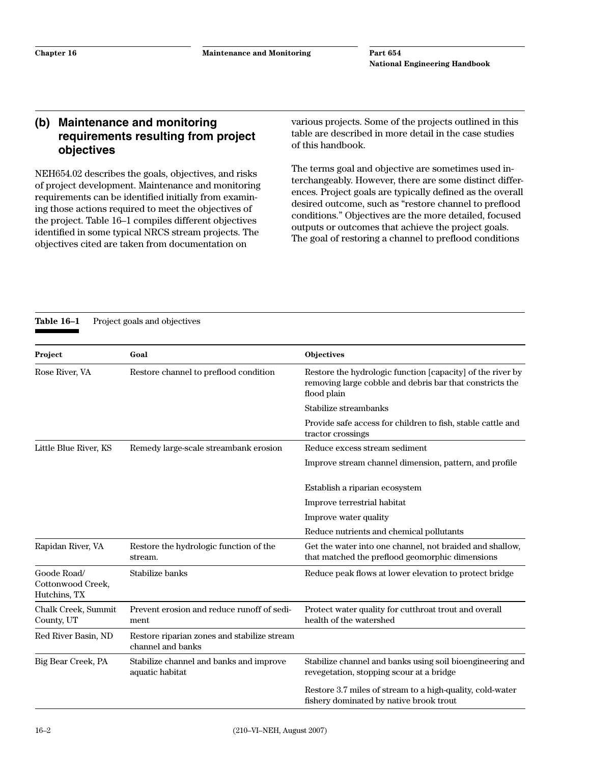### (b) Maintenance and monitoring requirements resulting from project objectives

NEH654.02 describes the goals, objectives, and risks of project development. Maintenance and monitoring requirements can be identified initially from examining those actions required to meet the objectives of the project. Table 16–1 compiles different objectives identified in some typical NRCS stream projects. The objectives cited are taken from documentation on various projects. Some of the projects outlined in this table are described in more detail in the case studies of this handbook.

The terms goal and objective are sometimes used interchangeably. However, there are some distinct differences. Project goals are typically defined as the overall desired outcome, such as "restore channel to preflood conditions." Objectives are the more detailed, focused outputs or outcomes that achieve the project goals. The goal of restoring a channel to preflood conditions

**Table 16–1** Project goals and objectives

| Project | Goal | Objectives |
|---|---|---|
| Rose River, VA | Restore channel to preflood condition | Restore the hydrologic function [capacity] of the river by removing large cobble and debris bar that constricts the flood plain |
| | | Stabilize streambanks |
| | | Provide safe access for children to fish, stable cattle and tractor crossings |
| Little Blue River, KS | Remedy large-scale streambank erosion | Reduce excess stream sediment |
| | | Improve stream channel dimension, pattern, and profile |
| | | Establish a riparian ecosystem |
| | | Improve terrestrial habitat |
| | | Improve water quality |
| | | Reduce nutrients and chemical pollutants |
| Rapidan River, VA | Restore the hydrologic function of the stream. | Get the water into one channel, not braided and shallow, that matched the preflood geomorphic dimensions |
| Goode Road/ Cottonwood Creek, Hutchins, TX | Stabilize banks | Reduce peak flows at lower elevation to protect bridge |
| Chalk Creek, Summit County, UT | Prevent erosion and reduce runoff of sediment | Protect water quality for cutthroat trout and overall health of the watershed |
| Red River Basin, ND | Restore riparian zones and stabilize stream channel and banks | |
| Big Bear Creek, PA | Stabilize channel and banks and improve aquatic habitat | Stabilize channel and banks using soil bioengineering and revegetation, stopping scour at a bridge |
| | | Restore 3.7 miles of stream to a high-quality, cold-water fishery dominated by native brook trout |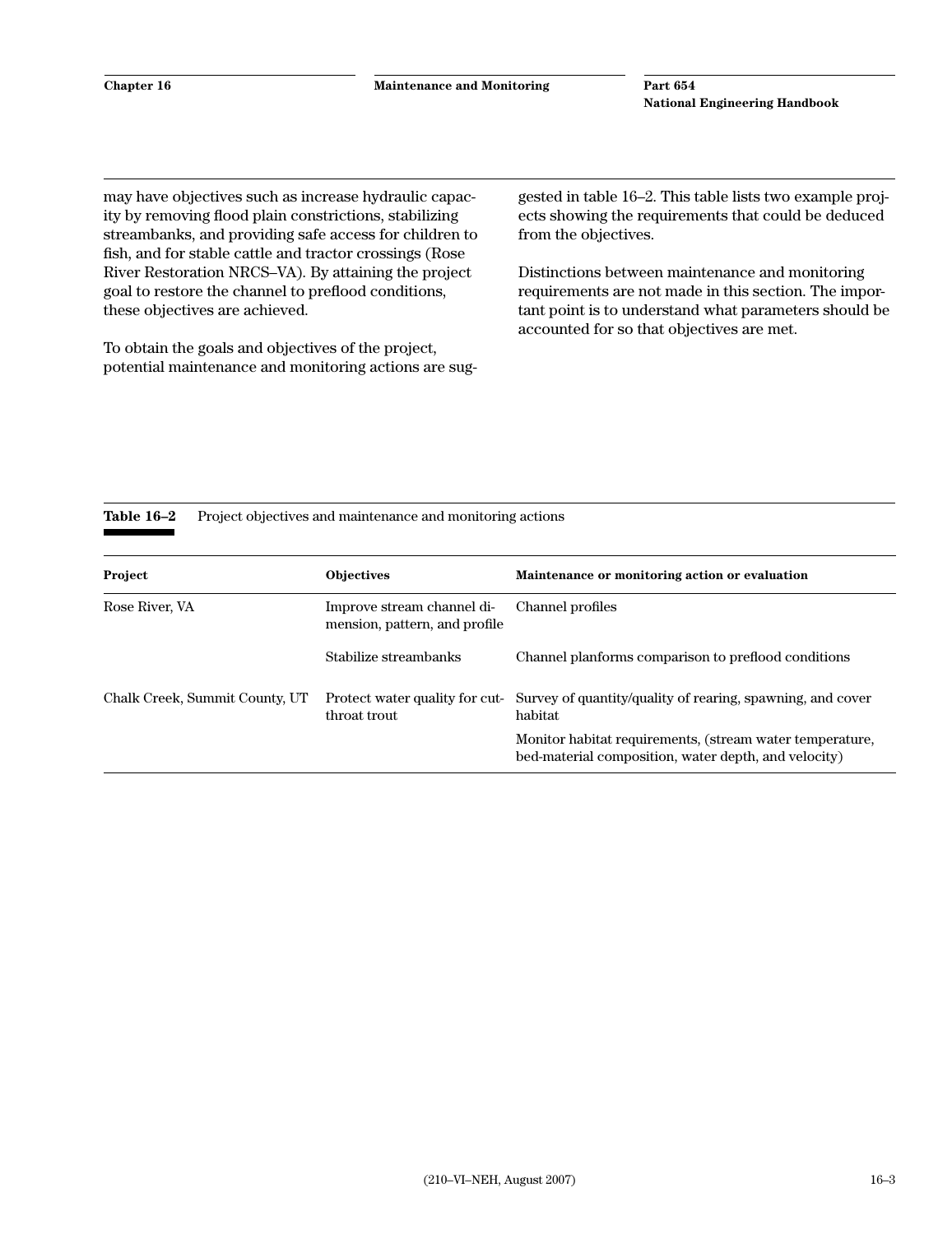may have objectives such as increase hydraulic capacity by removing flood plain constrictions, stabilizing streambanks, and providing safe access for children to fish, and for stable cattle and tractor crossings (Rose River Restoration NRCS–VA). By attaining the project goal to restore the channel to preflood conditions, these objectives are achieved.

To obtain the goals and objectives of the project, potential maintenance and monitoring actions are suggested in table 16–2. This table lists two example projects showing the requirements that could be deduced from the objectives.

Distinctions between maintenance and monitoring requirements are not made in this section. The important point is to understand what parameters should be accounted for so that objectives are met.

**Table 16–2** Project objectives and maintenance and monitoring actions

| Project | Objectives | Maintenance or monitoring action or evaluation |
|---|---|---|
| Rose River, VA | Improve stream channel dimension, pattern, and profile | Channel profiles |
| | Stabilize streambanks | Channel planforms comparison to preflood conditions |
| Chalk Creek, Summit County, UT | Protect water quality for cutthroat trout | Survey of quantity/quality of rearing, spawning, and cover habitat |
| | | Monitor habitat requirements, (stream water temperature, bed-material composition, water depth, and velocity) |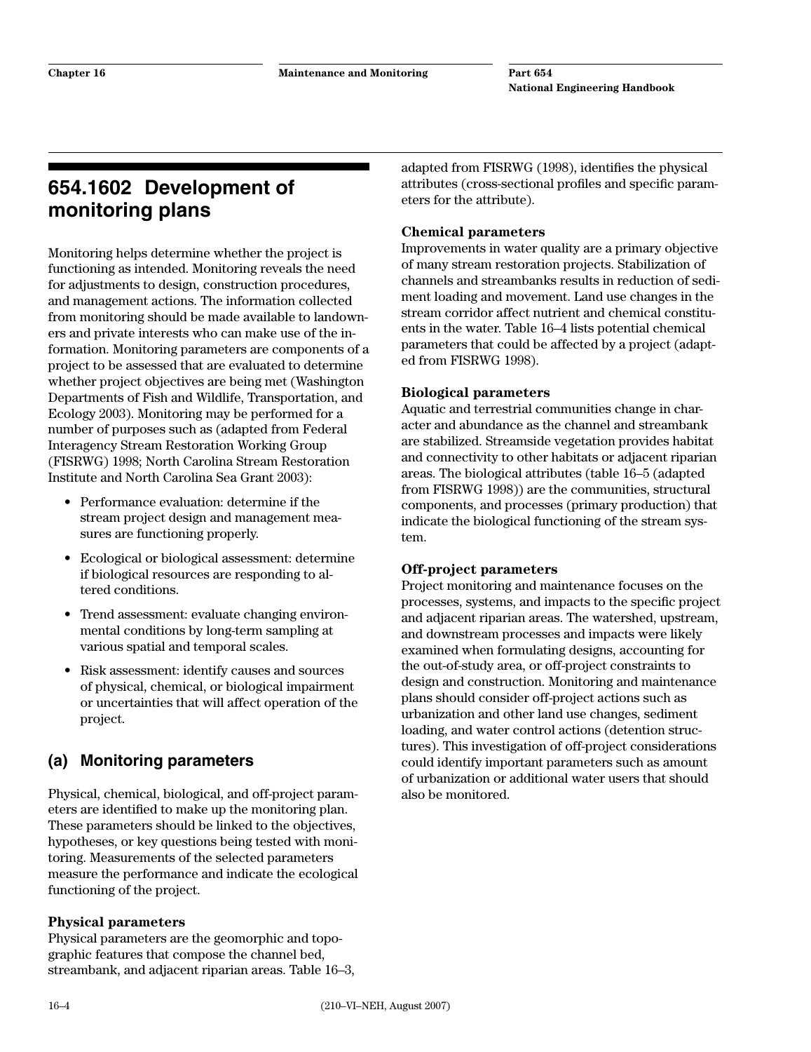## 654.1602 Development of monitoring plans

Monitoring helps determine whether the project is functioning as intended. Monitoring reveals the need for adjustments to design, construction procedures, and management actions. The information collected from monitoring should be made available to landowners and private interests who can make use of the information. Monitoring parameters are components of a project to be assessed that are evaluated to determine whether project objectives are being met (Washington Departments of Fish and Wildlife, Transportation, and Ecology 2003). Monitoring may be performed for a number of purposes such as (adapted from Federal Interagency Stream Restoration Working Group (FISRWG) 1998; North Carolina Stream Restoration Institute and North Carolina Sea Grant 2003):

- Performance evaluation: determine if the stream project design and management measures are functioning properly.
- Ecological or biological assessment: determine if biological resources are responding to altered conditions.
- Trend assessment: evaluate changing environmental conditions by long-term sampling at various spatial and temporal scales.
- Risk assessment: identify causes and sources of physical, chemical, or biological impairment or uncertainties that will affect operation of the project.

### (a) Monitoring parameters

Physical, chemical, biological, and off-project parameters are identified to make up the monitoring plan. These parameters should be linked to the objectives, hypotheses, or key questions being tested with monitoring. Measurements of the selected parameters measure the performance and indicate the ecological functioning of the project.

**Physical parameters**

Physical parameters are the geomorphic and topographic features that compose the channel bed, streambank, and adjacent riparian areas. Table 16–3, adapted from FISRWG (1998), identifies the physical attributes (cross-sectional profiles and specific parameters for the attribute).

**Chemical parameters**

Improvements in water quality are a primary objective of many stream restoration projects. Stabilization of channels and streambanks results in reduction of sediment loading and movement. Land use changes in the stream corridor affect nutrient and chemical constituents in the water. Table 16–4 lists potential chemical parameters that could be affected by a project (adapted from FISRWG 1998).

**Biological parameters**

Aquatic and terrestrial communities change in character and abundance as the channel and streambank are stabilized. Streamside vegetation provides habitat and connectivity to other habitats or adjacent riparian areas. The biological attributes (table 16–5 (adapted from FISRWG 1998)) are the communities, structural components, and processes (primary production) that indicate the biological functioning of the stream system.

**Off-project parameters**

Project monitoring and maintenance focuses on the processes, systems, and impacts to the specific project and adjacent riparian areas. The watershed, upstream, and downstream processes and impacts were likely examined when formulating designs, accounting for the out-of-study area, or off-project constraints to design and construction. Monitoring and maintenance plans should consider off-project actions such as urbanization and other land use changes, sediment loading, and water control actions (detention structures). This investigation of off-project considerations could identify important parameters such as amount of urbanization or additional water users that should also be monitored.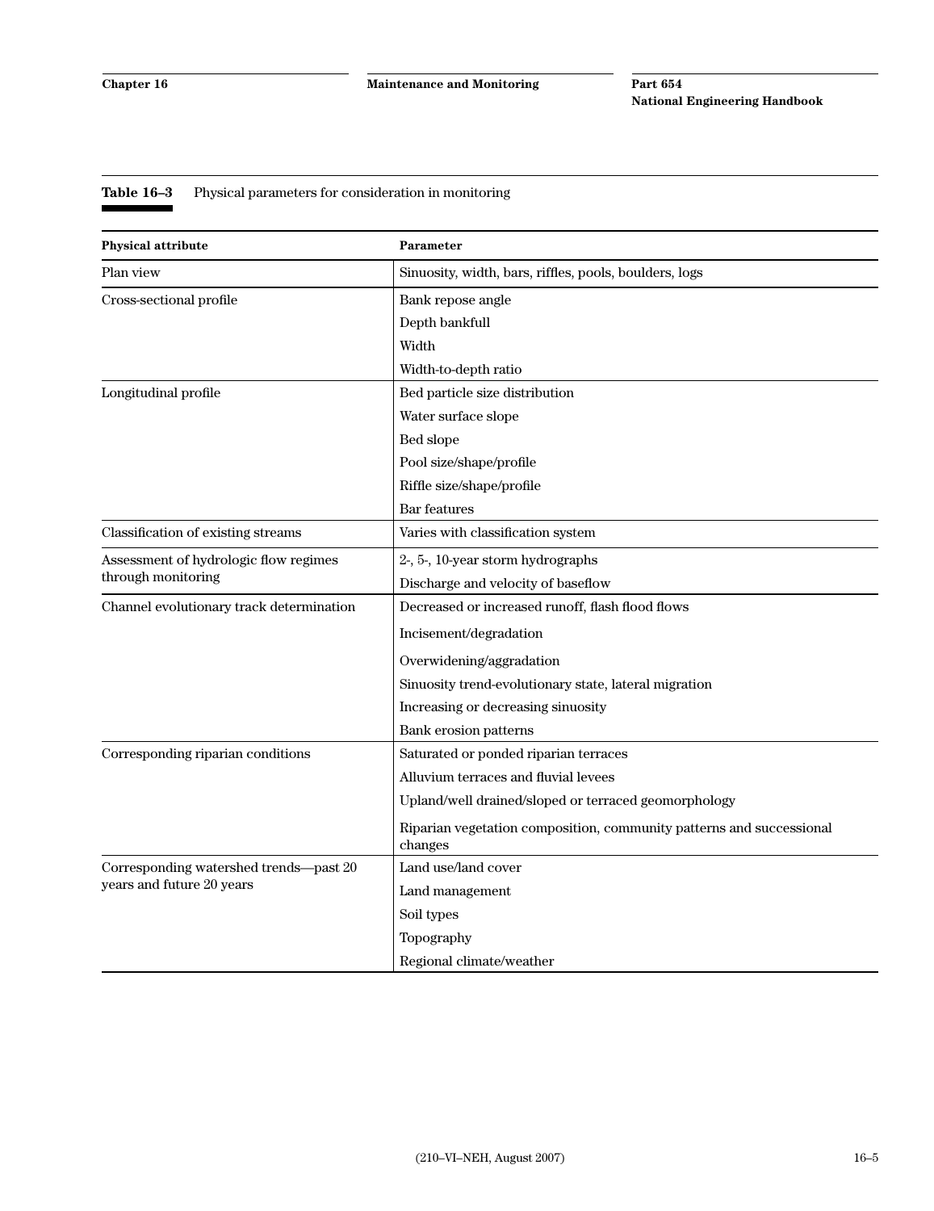**Table 16–3** Physical parameters for consideration in monitoring

| Physical attribute | Parameter |
|---|---|
| Plan view | Sinuosity, width, bars, riffles, pools, boulders, logs |
| Cross-sectional profile | Bank repose angle |
| | Depth bankfull |
| | Width |
| | Width-to-depth ratio |
| Longitudinal profile | Bed particle size distribution |
| | Water surface slope |
| | Bed slope |
| | Pool size/shape/profile |
| | Riffle size/shape/profile |
| | Bar features |
| Classification of existing streams | Varies with classification system |
| Assessment of hydrologic flow regimes through monitoring | 2-, 5-, 10-year storm hydrographs |
| | Discharge and velocity of baseflow |
| Channel evolutionary track determination | Decreased or increased runoff, flash flood flows |
| | Incisement/degradation |
| | Overwidening/aggradation |
| | Sinuosity trend-evolutionary state, lateral migration |
| | Increasing or decreasing sinuosity |
| | Bank erosion patterns |
| Corresponding riparian conditions | Saturated or ponded riparian terraces |
| | Alluvium terraces and fluvial levees |
| | Upland/well drained/sloped or terraced geomorphology |
| | Riparian vegetation composition, community patterns and successional changes |
| Corresponding watershed trends—past 20 years and future 20 years | Land use/land cover |
| | Land management |
| | Soil types |
| | Topography |
| | Regional climate/weather |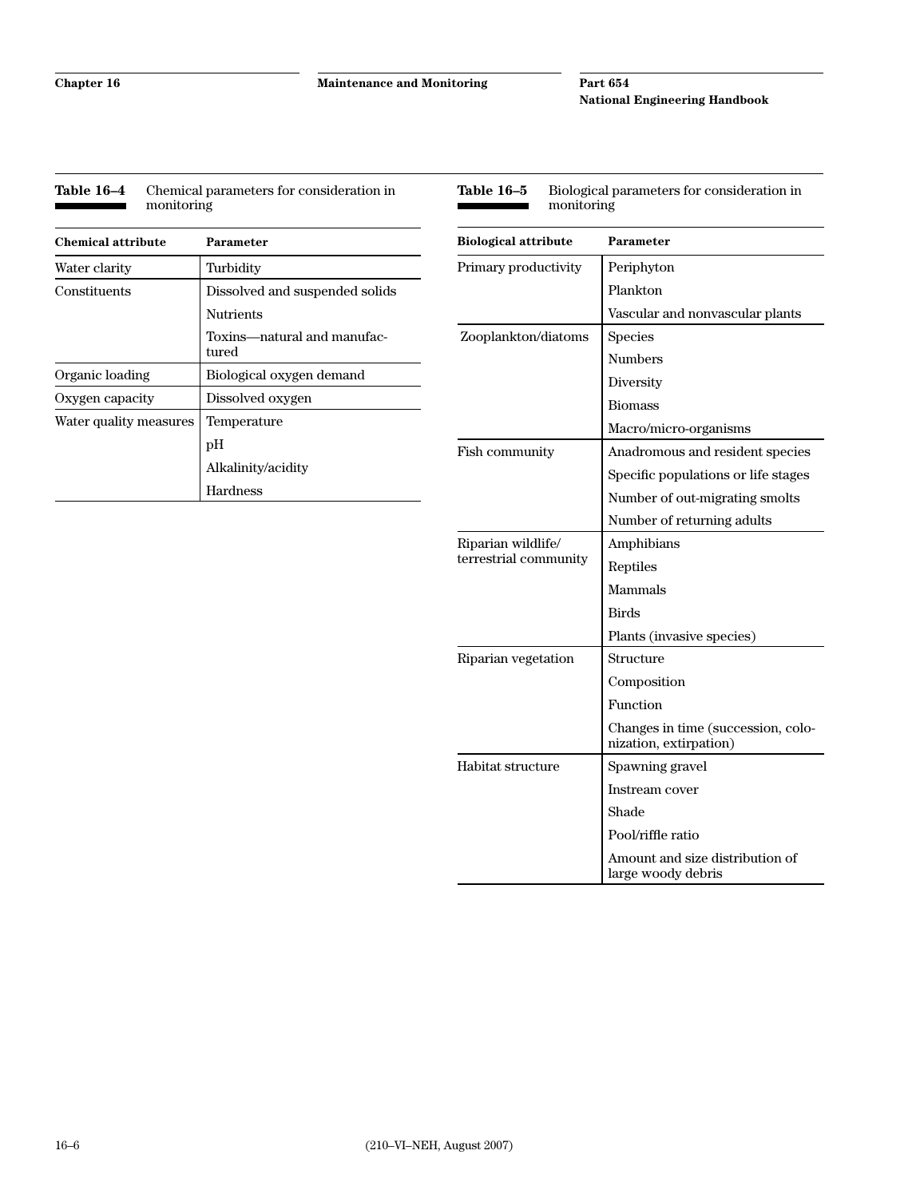**Table 16–4** Chemical parameters for consideration in monitoring

| Chemical attribute | Parameter |
|---|---|
| Water clarity | Turbidity |
| Constituents | Dissolved and suspended solids |
| | Nutrients |
| | Toxins—natural and manufactured |
| Organic loading | Biological oxygen demand |
| Oxygen capacity | Dissolved oxygen |
| Water quality measures | Temperature |
| | pH |
| | Alkalinity/acidity |
| | Hardness |

**Table 16–5** Biological parameters for consideration in monitoring

| Biological attribute | Parameter |
|---|---|
| Primary productivity | Periphyton |
| | Plankton |
| | Vascular and nonvascular plants |
| Zooplankton/diatoms | Species |
| | Numbers |
| | Diversity |
| | Biomass |
| | Macro/micro-organisms |
| Fish community | Anadromous and resident species |
| | Specific populations or life stages |
| | Number of out-migrating smolts |
| | Number of returning adults |
| Riparian wildlife/ terrestrial community | Amphibians |
| | Reptiles |
| | Mammals |
| | Birds |
| | Plants (invasive species) |
| Riparian vegetation | Structure |
| | Composition |
| | Function |
| | Changes in time (succession, colonization, extirpation) |
| Habitat structure | Spawning gravel |
| | Instream cover |
| | Shade |
| | Pool/riffle ratio |
| | Amount and size distribution of large woody debris |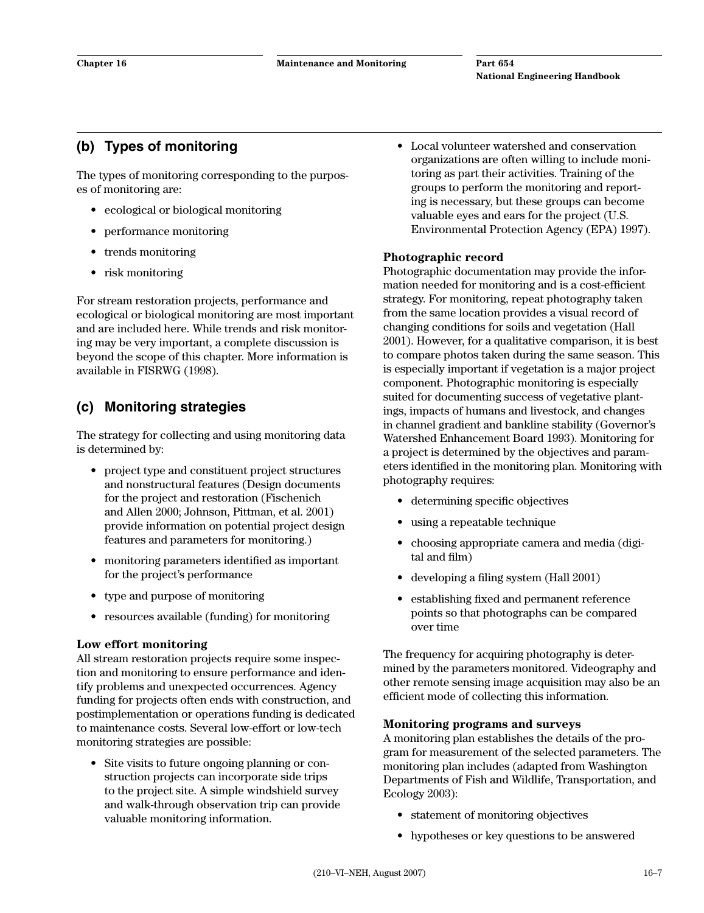## (b) Types of monitoring

The types of monitoring corresponding to the purposes of monitoring are:

- ecological or biological monitoring
- performance monitoring
- trends monitoring
- risk monitoring

For stream restoration projects, performance and ecological or biological monitoring are most important and are included here. While trends and risk monitoring may be very important, a complete discussion is beyond the scope of this chapter. More information is available in FISRWG (1998).

## (c) Monitoring strategies

The strategy for collecting and using monitoring data is determined by:

- project type and constituent project structures and nonstructural features (Design documents for the project and restoration (Fischenich and Allen 2000; Johnson, Pittman, et al. 2001) provide information on potential project design features and parameters for monitoring.)
- monitoring parameters identified as important for the project's performance
- type and purpose of monitoring
- resources available (funding) for monitoring

**Low effort monitoring**
All stream restoration projects require some inspection and monitoring to ensure performance and identify problems and unexpected occurrences. Agency funding for projects often ends with construction, and postimplementation or operations funding is dedicated to maintenance costs. Several low-effort or low-tech monitoring strategies are possible:

- Site visits to future ongoing planning or construction projects can incorporate side trips to the project site. A simple windshield survey and walk-through observation trip can provide valuable monitoring information.
- Local volunteer watershed and conservation organizations are often willing to include monitoring as part their activities. Training of the groups to perform the monitoring and reporting is necessary, but these groups can become valuable eyes and ears for the project (U.S. Environmental Protection Agency (EPA) 1997).

**Photographic record**
Photographic documentation may provide the information needed for monitoring and is a cost-efficient strategy. For monitoring, repeat photography taken from the same location provides a visual record of changing conditions for soils and vegetation (Hall 2001). However, for a qualitative comparison, it is best to compare photos taken during the same season. This is especially important if vegetation is a major project component. Photographic monitoring is especially suited for documenting success of vegetative plantings, impacts of humans and livestock, and changes in channel gradient and bankline stability (Governor's Watershed Enhancement Board 1993). Monitoring for a project is determined by the objectives and parameters identified in the monitoring plan. Monitoring with photography requires:

- determining specific objectives
- using a repeatable technique
- choosing appropriate camera and media (digital and film)
- developing a filing system (Hall 2001)
- establishing fixed and permanent reference points so that photographs can be compared over time

The frequency for acquiring photography is determined by the parameters monitored. Videography and other remote sensing image acquisition may also be an efficient mode of collecting this information.

**Monitoring programs and surveys**
A monitoring plan establishes the details of the program for measurement of the selected parameters. The monitoring plan includes (adapted from Washington Departments of Fish and Wildlife, Transportation, and Ecology 2003):

- statement of monitoring objectives
- hypotheses or key questions to be answered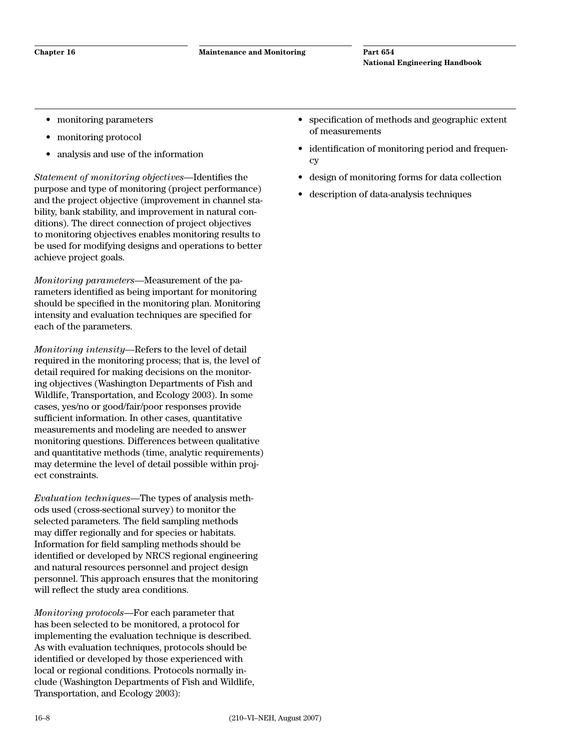- monitoring parameters
- monitoring protocol
- analysis and use of the information

*Statement of monitoring objectives*—Identifies the purpose and type of monitoring (project performance) and the project objective (improvement in channel stability, bank stability, and improvement in natural conditions). The direct connection of project objectives to monitoring objectives enables monitoring results to be used for modifying designs and operations to better achieve project goals.

*Monitoring parameters*—Measurement of the parameters identified as being important for monitoring should be specified in the monitoring plan. Monitoring intensity and evaluation techniques are specified for each of the parameters.

*Monitoring intensity*—Refers to the level of detail required in the monitoring process; that is, the level of detail required for making decisions on the monitoring objectives (Washington Departments of Fish and Wildlife, Transportation, and Ecology 2003). In some cases, yes/no or good/fair/poor responses provide sufficient information. In other cases, quantitative measurements and modeling are needed to answer monitoring questions. Differences between qualitative and quantitative methods (time, analytic requirements) may determine the level of detail possible within project constraints.

*Evaluation techniques*—The types of analysis methods used (cross-sectional survey) to monitor the selected parameters. The field sampling methods may differ regionally and for species or habitats. Information for field sampling methods should be identified or developed by NRCS regional engineering and natural resources personnel and project design personnel. This approach ensures that the monitoring will reflect the study area conditions.

*Monitoring protocols*—For each parameter that has been selected to be monitored, a protocol for implementing the evaluation technique is described. As with evaluation techniques, protocols should be identified or developed by those experienced with local or regional conditions. Protocols normally include (Washington Departments of Fish and Wildlife, Transportation, and Ecology 2003):

- specification of methods and geographic extent of measurements
- identification of monitoring period and frequency
- design of monitoring forms for data collection
- description of data-analysis techniques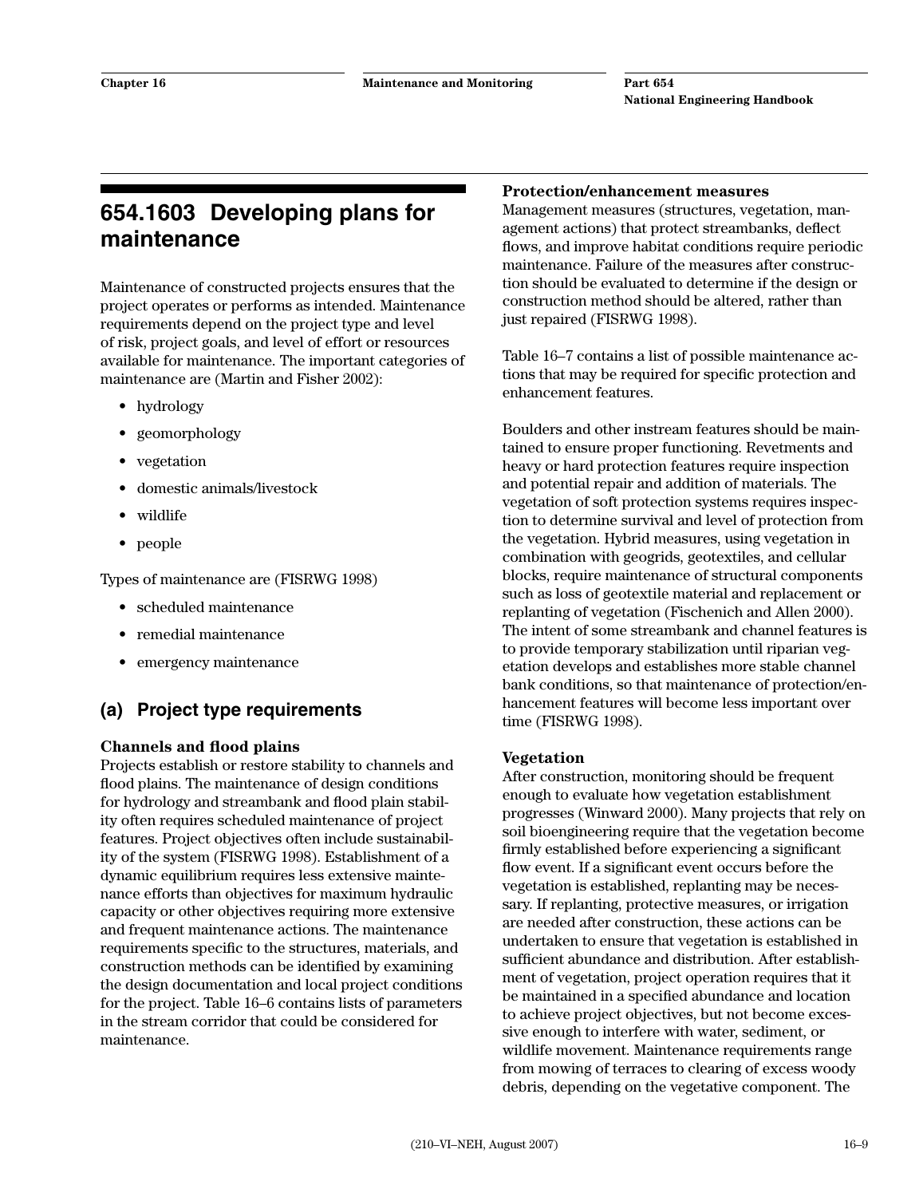# 654.1603 Developing plans for maintenance

Maintenance of constructed projects ensures that the project operates or performs as intended. Maintenance requirements depend on the project type and level of risk, project goals, and level of effort or resources available for maintenance. The important categories of maintenance are (Martin and Fisher 2002):

- hydrology
- geomorphology
- vegetation
- domestic animals/livestock
- wildlife
- people

Types of maintenance are (FISRWG 1998)

- scheduled maintenance
- remedial maintenance
- emergency maintenance

## (a) Project type requirements

**Channels and flood plains**

Projects establish or restore stability to channels and flood plains. The maintenance of design conditions for hydrology and streambank and flood plain stability often requires scheduled maintenance of project features. Project objectives often include sustainability of the system (FISRWG 1998). Establishment of a dynamic equilibrium requires less extensive maintenance efforts than objectives for maximum hydraulic capacity or other objectives requiring more extensive and frequent maintenance actions. The maintenance requirements specific to the structures, materials, and construction methods can be identified by examining the design documentation and local project conditions for the project. Table 16–6 contains lists of parameters in the stream corridor that could be considered for maintenance.

**Protection/enhancement measures**

Management measures (structures, vegetation, management actions) that protect streambanks, deflect flows, and improve habitat conditions require periodic maintenance. Failure of the measures after construction should be evaluated to determine if the design or construction method should be altered, rather than just repaired (FISRWG 1998).

Table 16–7 contains a list of possible maintenance actions that may be required for specific protection and enhancement features.

Boulders and other instream features should be maintained to ensure proper functioning. Revetments and heavy or hard protection features require inspection and potential repair and addition of materials. The vegetation of soft protection systems requires inspection to determine survival and level of protection from the vegetation. Hybrid measures, using vegetation in combination with geogrids, geotextiles, and cellular blocks, require maintenance of structural components such as loss of geotextile material and replacement or replanting of vegetation (Fischenich and Allen 2000). The intent of some streambank and channel features is to provide temporary stabilization until riparian vegetation develops and establishes more stable channel bank conditions, so that maintenance of protection/enhancement features will become less important over time (FISRWG 1998).

**Vegetation**

After construction, monitoring should be frequent enough to evaluate how vegetation establishment progresses (Winward 2000). Many projects that rely on soil bioengineering require that the vegetation become firmly established before experiencing a significant flow event. If a significant event occurs before the vegetation is established, replanting may be necessary. If replanting, protective measures, or irrigation are needed after construction, these actions can be undertaken to ensure that vegetation is established in sufficient abundance and distribution. After establishment of vegetation, project operation requires that it be maintained in a specified abundance and location to achieve project objectives, but not become excessive enough to interfere with water, sediment, or wildlife movement. Maintenance requirements range from mowing of terraces to clearing of excess woody debris, depending on the vegetative component. The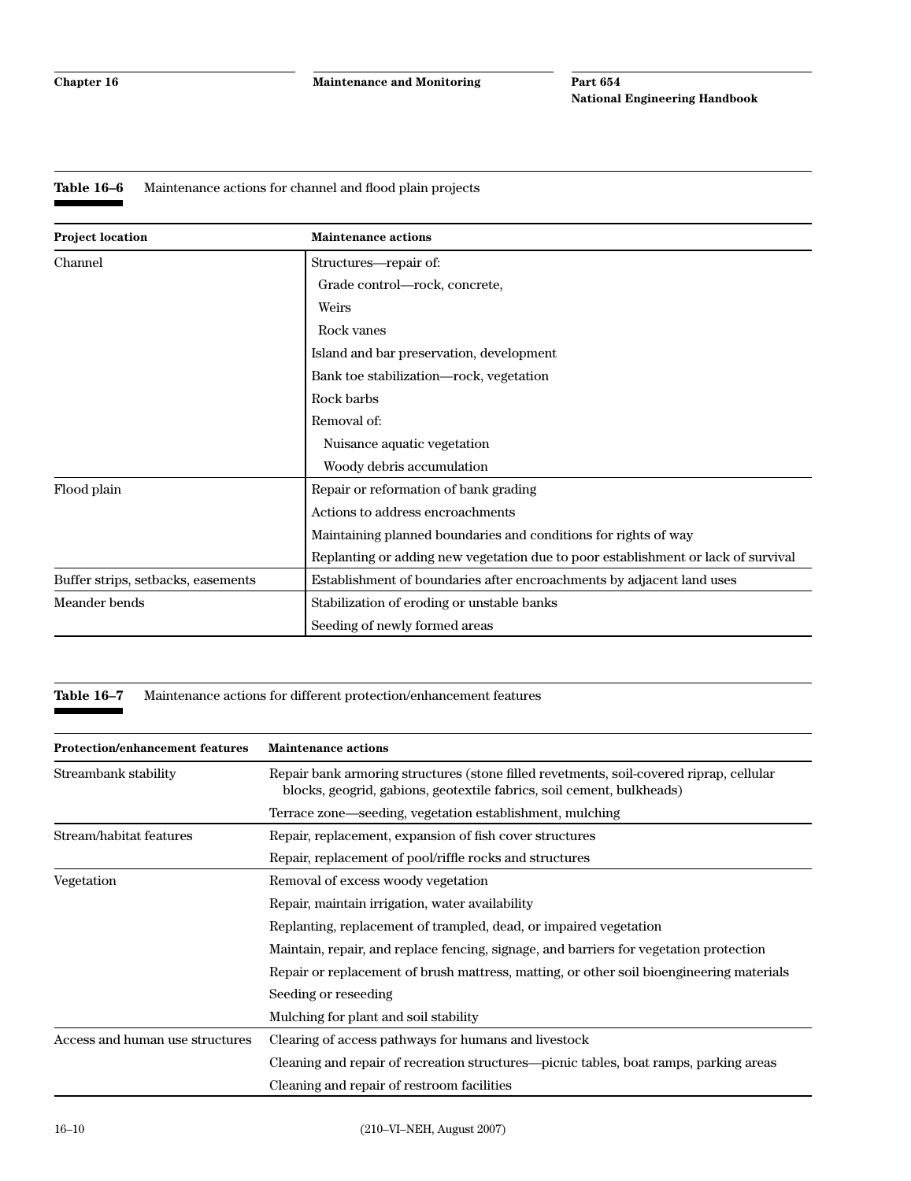**Table 16–6** Maintenance actions for channel and flood plain projects

| Project location | Maintenance actions |
|---|---|
| Channel | Structures—repair of: |
| | Grade control—rock, concrete, |
| | Weirs |
| | Rock vanes |
| | Island and bar preservation, development |
| | Bank toe stabilization—rock, vegetation |
| | Rock barbs |
| | Removal of: |
| | Nuisance aquatic vegetation |
| | Woody debris accumulation |
| Flood plain | Repair or reformation of bank grading |
| | Actions to address encroachments |
| | Maintaining planned boundaries and conditions for rights of way |
| | Replanting or adding new vegetation due to poor establishment or lack of survival |
| Buffer strips, setbacks, easements | Establishment of boundaries after encroachments by adjacent land uses |
| Meander bends | Stabilization of eroding or unstable banks |
| | Seeding of newly formed areas |

**Table 16–7** Maintenance actions for different protection/enhancement features

| Protection/enhancement features | Maintenance actions |
|---|---|
| Streambank stability | Repair bank armoring structures (stone filled revetments, soil-covered riprap, cellular blocks, geogrid, gabions, geotextile fabrics, soil cement, bulkheads) |
| | Terrace zone—seeding, vegetation establishment, mulching |
| Stream/habitat features | Repair, replacement, expansion of fish cover structures |
| | Repair, replacement of pool/riffle rocks and structures |
| Vegetation | Removal of excess woody vegetation |
| | Repair, maintain irrigation, water availability |
| | Replanting, replacement of trampled, dead, or impaired vegetation |
| | Maintain, repair, and replace fencing, signage, and barriers for vegetation protection |
| | Repair or replacement of brush mattress, matting, or other soil bioengineering materials |
| | Seeding or reseeding |
| | Mulching for plant and soil stability |
| Access and human use structures | Clearing of access pathways for humans and livestock |
| | Cleaning and repair of recreation structures—picnic tables, boat ramps, parking areas |
| | Cleaning and repair of restroom facilities |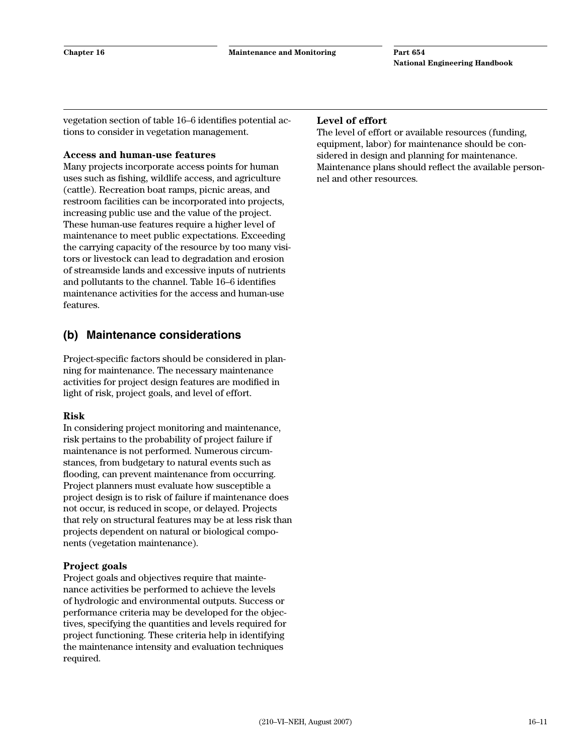vegetation section of table 16–6 identifies potential actions to consider in vegetation management.

**Access and human-use features**
Many projects incorporate access points for human uses such as fishing, wildlife access, and agriculture (cattle). Recreation boat ramps, picnic areas, and restroom facilities can be incorporated into projects, increasing public use and the value of the project. These human-use features require a higher level of maintenance to meet public expectations. Exceeding the carrying capacity of the resource by too many visitors or livestock can lead to degradation and erosion of streamside lands and excessive inputs of nutrients and pollutants to the channel. Table 16–6 identifies maintenance activities for the access and human-use features.

## (b) Maintenance considerations

Project-specific factors should be considered in planning for maintenance. The necessary maintenance activities for project design features are modified in light of risk, project goals, and level of effort.

**Risk**
In considering project monitoring and maintenance, risk pertains to the probability of project failure if maintenance is not performed. Numerous circumstances, from budgetary to natural events such as flooding, can prevent maintenance from occurring. Project planners must evaluate how susceptible a project design is to risk of failure if maintenance does not occur, is reduced in scope, or delayed. Projects that rely on structural features may be at less risk than projects dependent on natural or biological components (vegetation maintenance).

**Project goals**
Project goals and objectives require that maintenance activities be performed to achieve the levels of hydrologic and environmental outputs. Success or performance criteria may be developed for the objectives, specifying the quantities and levels required for project functioning. These criteria help in identifying the maintenance intensity and evaluation techniques required.

**Level of effort**
The level of effort or available resources (funding, equipment, labor) for maintenance should be considered in design and planning for maintenance. Maintenance plans should reflect the available personnel and other resources.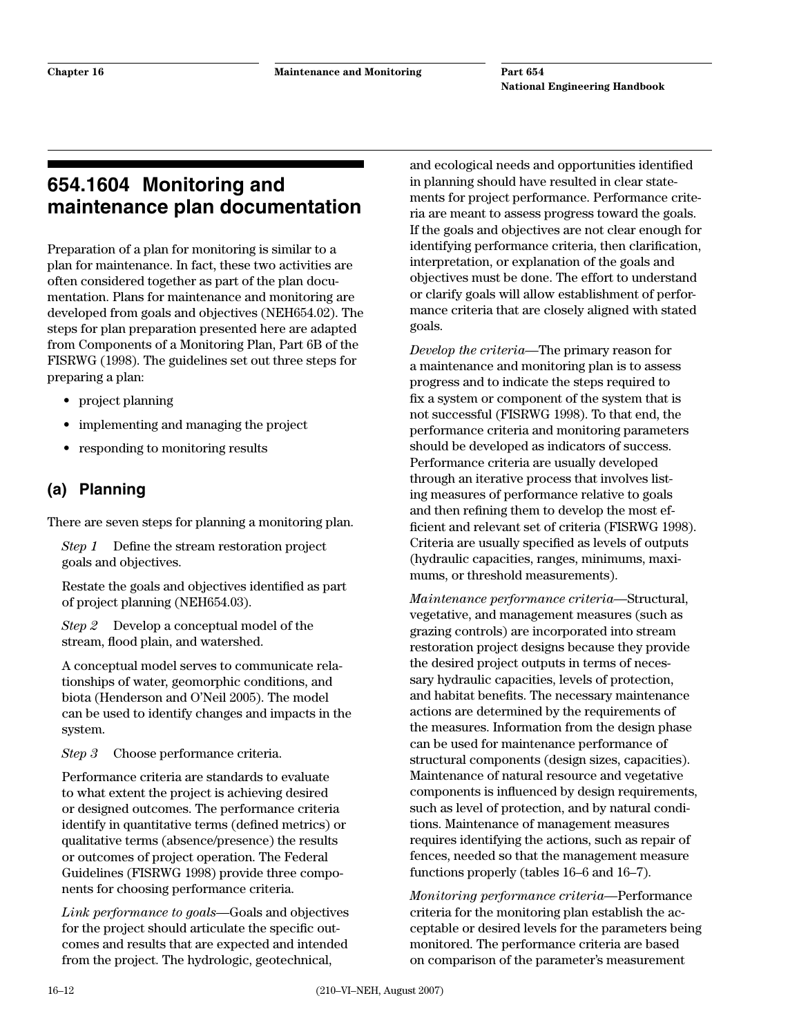## 654.1604 Monitoring and maintenance plan documentation

Preparation of a plan for monitoring is similar to a plan for maintenance. In fact, these two activities are often considered together as part of the plan documentation. Plans for maintenance and monitoring are developed from goals and objectives (NEH654.02). The steps for plan preparation presented here are adapted from Components of a Monitoring Plan, Part 6B of the FISRWG (1998). The guidelines set out three steps for preparing a plan:

- project planning
- implementing and managing the project
- responding to monitoring results

### (a) Planning

There are seven steps for planning a monitoring plan.

*Step 1* Define the stream restoration project goals and objectives.

Restate the goals and objectives identified as part of project planning (NEH654.03).

*Step 2* Develop a conceptual model of the stream, flood plain, and watershed.

A conceptual model serves to communicate relationships of water, geomorphic conditions, and biota (Henderson and O'Neil 2005). The model can be used to identify changes and impacts in the system.

*Step 3* Choose performance criteria.

Performance criteria are standards to evaluate to what extent the project is achieving desired or designed outcomes. The performance criteria identify in quantitative terms (defined metrics) or qualitative terms (absence/presence) the results or outcomes of project operation. The Federal Guidelines (FISRWG 1998) provide three components for choosing performance criteria.

*Link performance to goals*—Goals and objectives for the project should articulate the specific outcomes and results that are expected and intended from the project. The hydrologic, geotechnical, and ecological needs and opportunities identified in planning should have resulted in clear statements for project performance. Performance criteria are meant to assess progress toward the goals. If the goals and objectives are not clear enough for identifying performance criteria, then clarification, interpretation, or explanation of the goals and objectives must be done. The effort to understand or clarify goals will allow establishment of performance criteria that are closely aligned with stated goals.

*Develop the criteria*—The primary reason for a maintenance and monitoring plan is to assess progress and to indicate the steps required to fix a system or component of the system that is not successful (FISRWG 1998). To that end, the performance criteria and monitoring parameters should be developed as indicators of success. Performance criteria are usually developed through an iterative process that involves listing measures of performance relative to goals and then refining them to develop the most efficient and relevant set of criteria (FISRWG 1998). Criteria are usually specified as levels of outputs (hydraulic capacities, ranges, minimums, maximums, or threshold measurements).

*Maintenance performance criteria*—Structural, vegetative, and management measures (such as grazing controls) are incorporated into stream restoration project designs because they provide the desired project outputs in terms of necessary hydraulic capacities, levels of protection, and habitat benefits. The necessary maintenance actions are determined by the requirements of the measures. Information from the design phase can be used for maintenance performance of structural components (design sizes, capacities). Maintenance of natural resource and vegetative components is influenced by design requirements, such as level of protection, and by natural conditions. Maintenance of management measures requires identifying the actions, such as repair of fences, needed so that the management measure functions properly (tables 16–6 and 16–7).

*Monitoring performance criteria*—Performance criteria for the monitoring plan establish the acceptable or desired levels for the parameters being monitored. The performance criteria are based on comparison of the parameter's measurement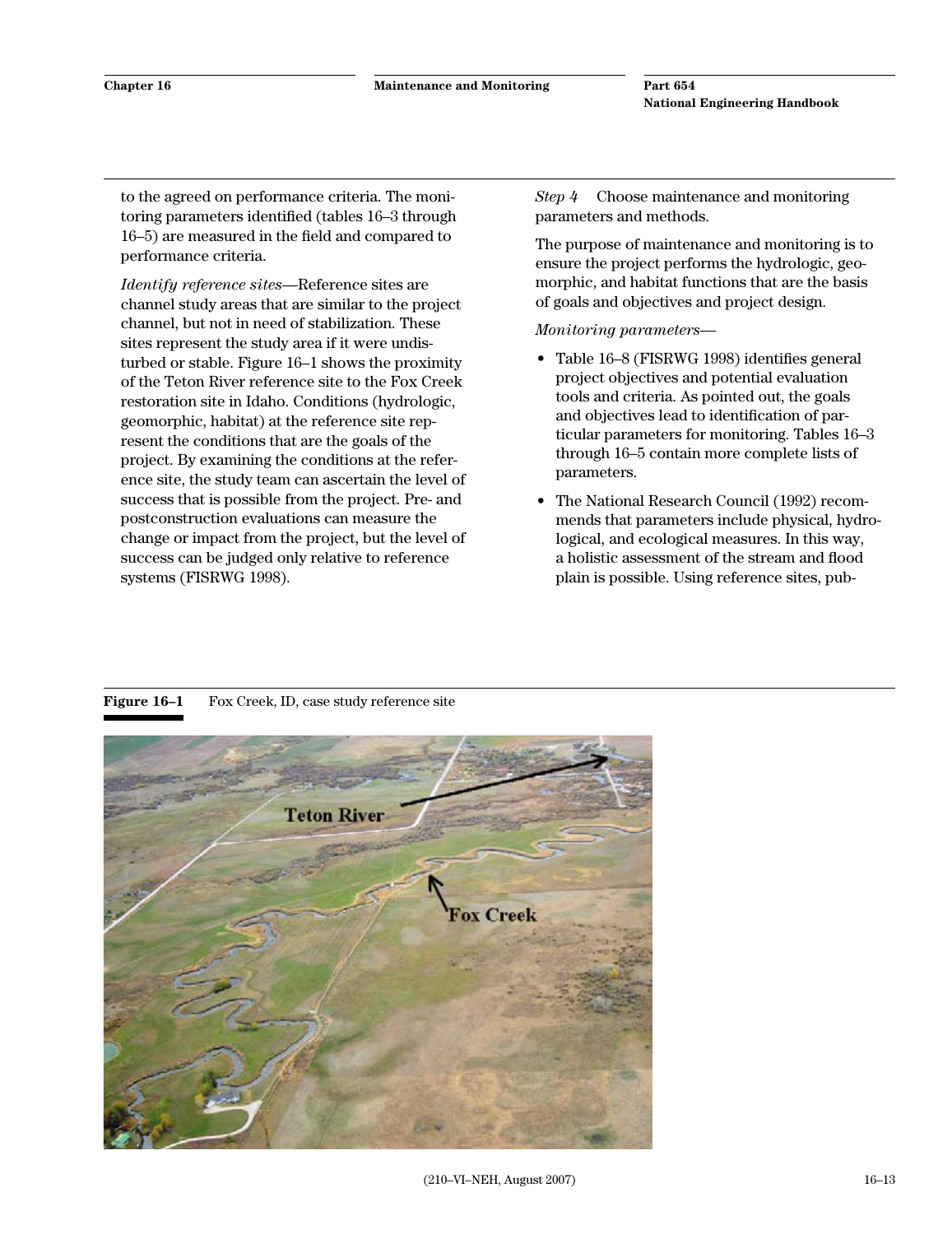to the agreed on performance criteria. The monitoring parameters identified (tables 16–3 through 16–5) are measured in the field and compared to performance criteria.

*Identify reference sites*—Reference sites are channel study areas that are similar to the project channel, but not in need of stabilization. These sites represent the study area if it were undisturbed or stable. Figure 16–1 shows the proximity of the Teton River reference site to the Fox Creek restoration site in Idaho. Conditions (hydrologic, geomorphic, habitat) at the reference site represent the conditions that are the goals of the project. By examining the conditions at the reference site, the study team can ascertain the level of success that is possible from the project. Pre- and postconstruction evaluations can measure the change or impact from the project, but the level of success can be judged only relative to reference systems (FISRWG 1998).

*Step 4* Choose maintenance and monitoring parameters and methods.

The purpose of maintenance and monitoring is to ensure the project performs the hydrologic, geomorphic, and habitat functions that are the basis of goals and objectives and project design.

*Monitoring parameters*—

- Table 16–8 (FISRWG 1998) identifies general project objectives and potential evaluation tools and criteria. As pointed out, the goals and objectives lead to identification of particular parameters for monitoring. Tables 16–3 through 16–5 contain more complete lists of parameters.
- The National Research Council (1992) recommends that parameters include physical, hydrological, and ecological measures. In this way, a holistic assessment of the stream and flood plain is possible. Using reference sites, pub-

**Figure 16–1** Fox Creek, ID, case study reference site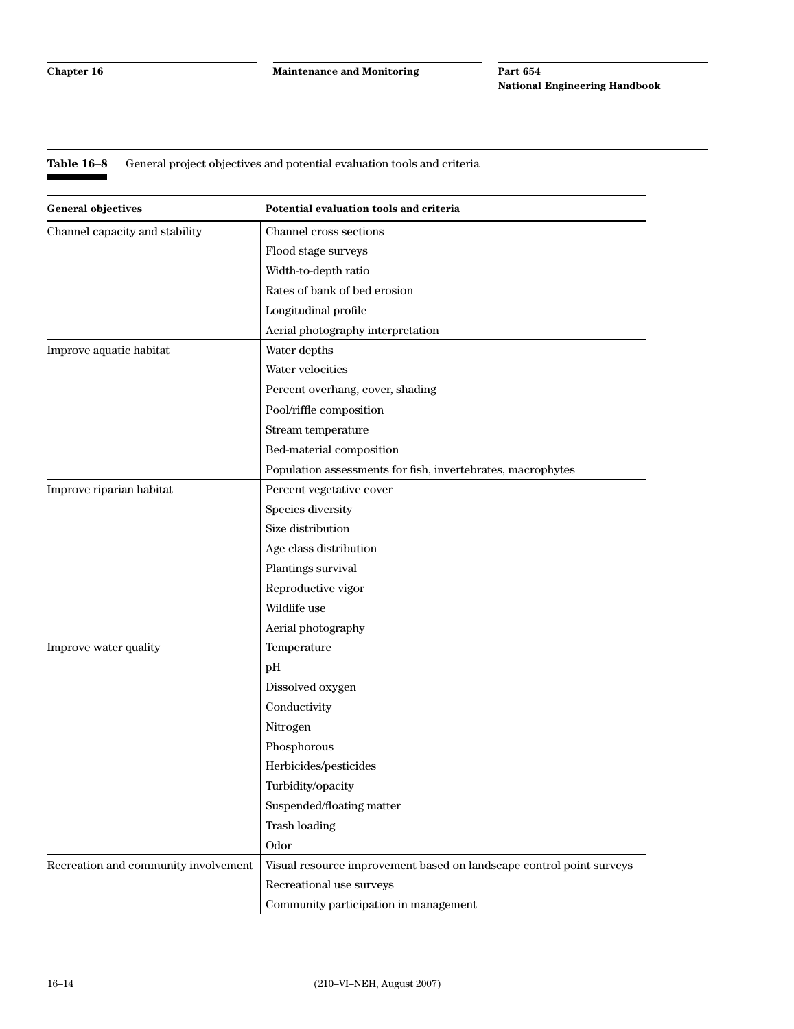**Table 16–8** General project objectives and potential evaluation tools and criteria

| General objectives | Potential evaluation tools and criteria |
|---|---|
| Channel capacity and stability | Channel cross sections |
| | Flood stage surveys |
| | Width-to-depth ratio |
| | Rates of bank of bed erosion |
| | Longitudinal profile |
| | Aerial photography interpretation |
| Improve aquatic habitat | Water depths |
| | Water velocities |
| | Percent overhang, cover, shading |
| | Pool/riffle composition |
| | Stream temperature |
| | Bed-material composition |
| | Population assessments for fish, invertebrates, macrophytes |
| Improve riparian habitat | Percent vegetative cover |
| | Species diversity |
| | Size distribution |
| | Age class distribution |
| | Plantings survival |
| | Reproductive vigor |
| | Wildlife use |
| | Aerial photography |
| Improve water quality | Temperature |
| | pH |
| | Dissolved oxygen |
| | Conductivity |
| | Nitrogen |
| | Phosphorous |
| | Herbicides/pesticides |
| | Turbidity/opacity |
| | Suspended/floating matter |
| | Trash loading |
| | Odor |
| Recreation and community involvement | Visual resource improvement based on landscape control point surveys |
| | Recreational use surveys |
| | Community participation in management |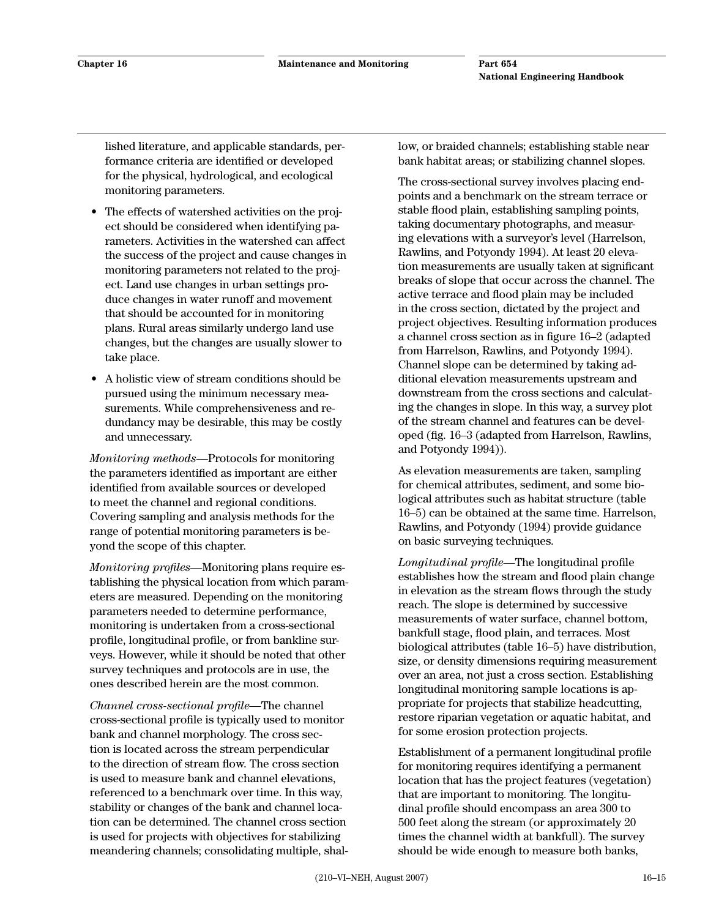lished literature, and applicable standards, performance criteria are identified or developed for the physical, hydrological, and ecological monitoring parameters.

- The effects of watershed activities on the project should be considered when identifying parameters. Activities in the watershed can affect the success of the project and cause changes in monitoring parameters not related to the project. Land use changes in urban settings produce changes in water runoff and movement that should be accounted for in monitoring plans. Rural areas similarly undergo land use changes, but the changes are usually slower to take place.
- A holistic view of stream conditions should be pursued using the minimum necessary measurements. While comprehensiveness and redundancy may be desirable, this may be costly and unnecessary.

*Monitoring methods*—Protocols for monitoring the parameters identified as important are either identified from available sources or developed to meet the channel and regional conditions. Covering sampling and analysis methods for the range of potential monitoring parameters is beyond the scope of this chapter.

*Monitoring profiles*—Monitoring plans require establishing the physical location from which parameters are measured. Depending on the monitoring parameters needed to determine performance, monitoring is undertaken from a cross-sectional profile, longitudinal profile, or from bankline surveys. However, while it should be noted that other survey techniques and protocols are in use, the ones described herein are the most common.

*Channel cross-sectional profile*—The channel cross-sectional profile is typically used to monitor bank and channel morphology. The cross section is located across the stream perpendicular to the direction of stream flow. The cross section is used to measure bank and channel elevations, referenced to a benchmark over time. In this way, stability or changes of the bank and channel location can be determined. The channel cross section is used for projects with objectives for stabilizing meandering channels; consolidating multiple, shallow, or braided channels; establishing stable near bank habitat areas; or stabilizing channel slopes.

The cross-sectional survey involves placing endpoints and a benchmark on the stream terrace or stable flood plain, establishing sampling points, taking documentary photographs, and measuring elevations with a surveyor's level (Harrelson, Rawlins, and Potyondy 1994). At least 20 elevation measurements are usually taken at significant breaks of slope that occur across the channel. The active terrace and flood plain may be included in the cross section, dictated by the project and project objectives. Resulting information produces a channel cross section as in figure 16–2 (adapted from Harrelson, Rawlins, and Potyondy 1994). Channel slope can be determined by taking additional elevation measurements upstream and downstream from the cross sections and calculating the changes in slope. In this way, a survey plot of the stream channel and features can be developed (fig. 16–3 (adapted from Harrelson, Rawlins, and Potyondy 1994)).

As elevation measurements are taken, sampling for chemical attributes, sediment, and some biological attributes such as habitat structure (table 16–5) can be obtained at the same time. Harrelson, Rawlins, and Potyondy (1994) provide guidance on basic surveying techniques.

*Longitudinal profile*—The longitudinal profile establishes how the stream and flood plain change in elevation as the stream flows through the study reach. The slope is determined by successive measurements of water surface, channel bottom, bankfull stage, flood plain, and terraces. Most biological attributes (table 16–5) have distribution, size, or density dimensions requiring measurement over an area, not just a cross section. Establishing longitudinal monitoring sample locations is appropriate for projects that stabilize headcutting, restore riparian vegetation or aquatic habitat, and for some erosion protection projects.

Establishment of a permanent longitudinal profile for monitoring requires identifying a permanent location that has the project features (vegetation) that are important to monitoring. The longitudinal profile should encompass an area 300 to 500 feet along the stream (or approximately 20 times the channel width at bankfull). The survey should be wide enough to measure both banks,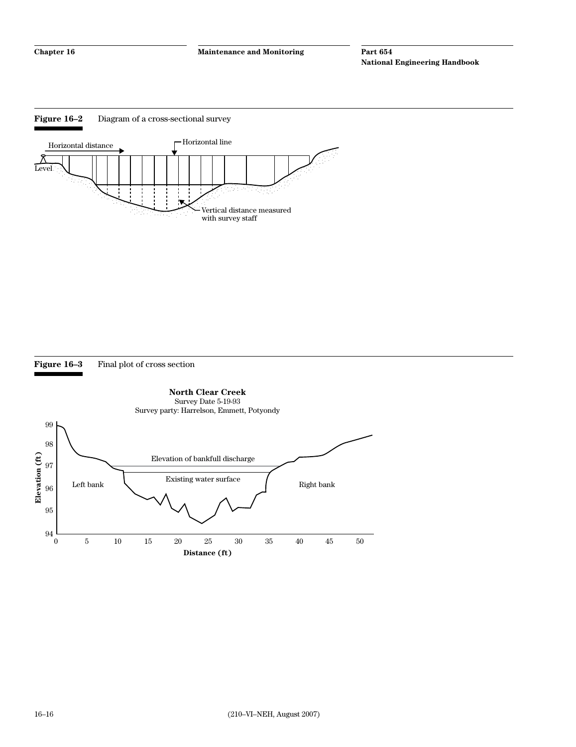**Figure 16–2** Diagram of a cross-sectional survey

**Figure 16–3** Final plot of cross section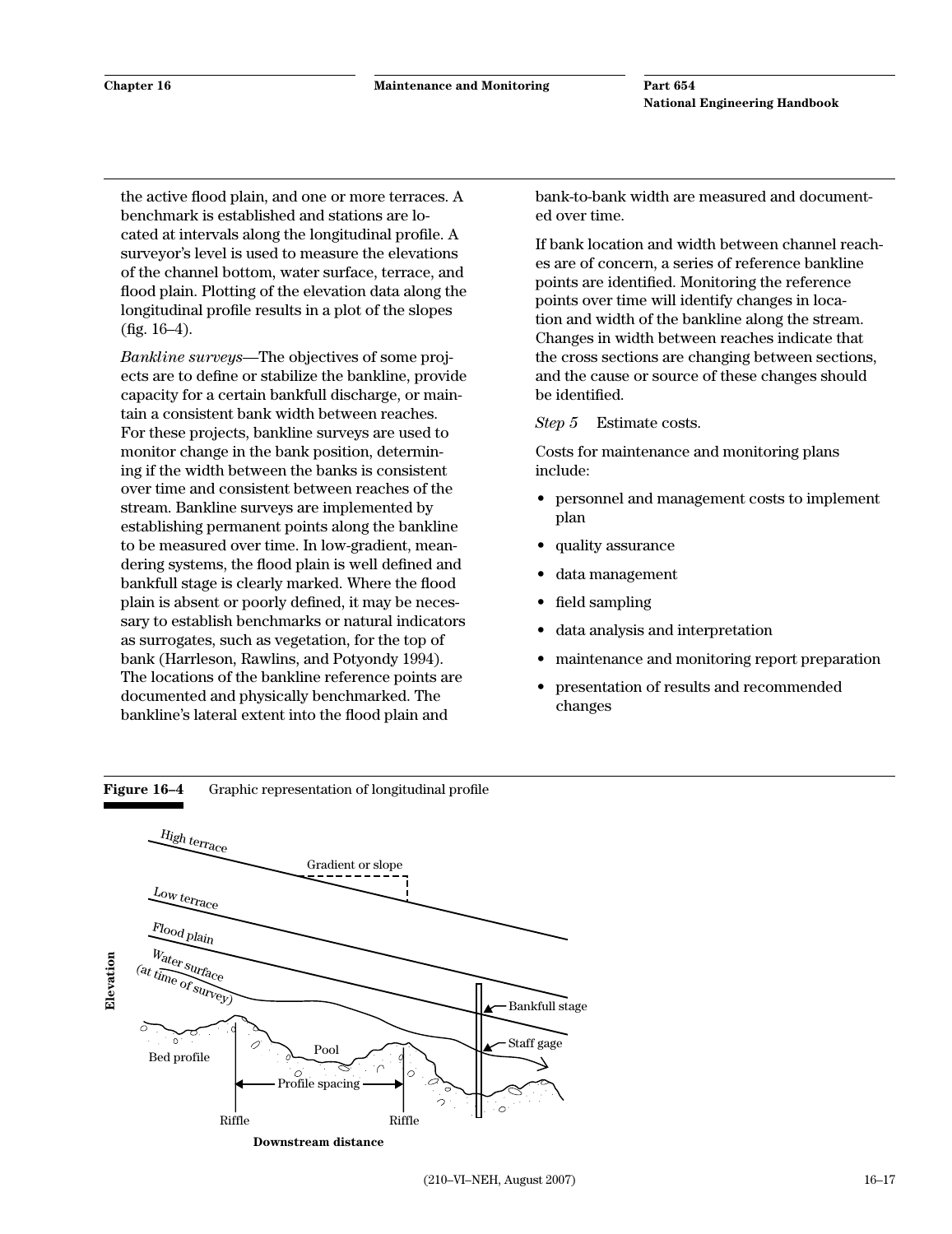the active flood plain, and one or more terraces. A benchmark is established and stations are located at intervals along the longitudinal profile. A surveyor's level is used to measure the elevations of the channel bottom, water surface, terrace, and flood plain. Plotting of the elevation data along the longitudinal profile results in a plot of the slopes (fig. 16–4).

*Bankline surveys*—The objectives of some projects are to define or stabilize the bankline, provide capacity for a certain bankfull discharge, or maintain a consistent bank width between reaches. For these projects, bankline surveys are used to monitor change in the bank position, determining if the width between the banks is consistent over time and consistent between reaches of the stream. Bankline surveys are implemented by establishing permanent points along the bankline to be measured over time. In low-gradient, meandering systems, the flood plain is well defined and bankfull stage is clearly marked. Where the flood plain is absent or poorly defined, it may be necessary to establish benchmarks or natural indicators as surrogates, such as vegetation, for the top of bank (Harrleson, Rawlins, and Potyondy 1994). The locations of the bankline reference points are documented and physically benchmarked. The bankline's lateral extent into the flood plain and bank-to-bank width are measured and documented over time.

If bank location and width between channel reaches are of concern, a series of reference bankline points are identified. Monitoring the reference points over time will identify changes in location and width of the bankline along the stream. Changes in width between reaches indicate that the cross sections are changing between sections, and the cause or source of these changes should be identified.

*Step 5* Estimate costs.

Costs for maintenance and monitoring plans include:

- personnel and management costs to implement plan
- quality assurance
- data management
- field sampling
- data analysis and interpretation
- maintenance and monitoring report preparation
- presentation of results and recommended changes

**Figure 16–4** Graphic representation of longitudinal profile

High terrace
Gradient or slope
Low terrace
Flood plain
Water surface (at time of survey)
Bankfull stage
Staff gage
Elevation
Pool
Bed profile
Profile spacing
Riffle
Riffle
Downstream distance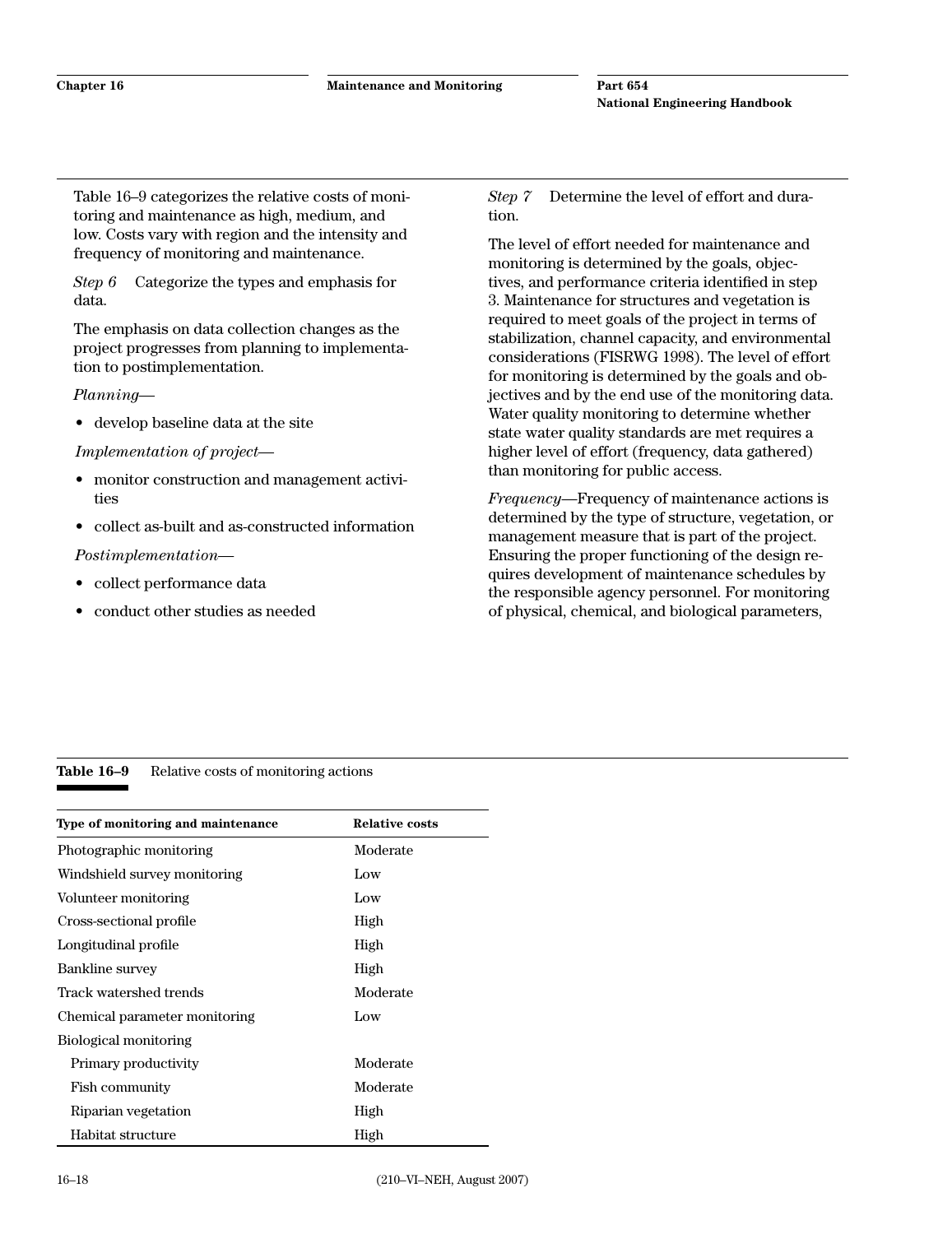Table 16–9 categorizes the relative costs of monitoring and maintenance as high, medium, and low. Costs vary with region and the intensity and frequency of monitoring and maintenance.

*Step 6* Categorize the types and emphasis for data.

The emphasis on data collection changes as the project progresses from planning to implementation to postimplementation.

*Planning*—

- develop baseline data at the site

*Implementation of project*—

- monitor construction and management activities
- collect as-built and as-constructed information

*Postimplementation*—

- collect performance data
- conduct other studies as needed

*Step 7* Determine the level of effort and duration.

The level of effort needed for maintenance and monitoring is determined by the goals, objectives, and performance criteria identified in step 3. Maintenance for structures and vegetation is required to meet goals of the project in terms of stabilization, channel capacity, and environmental considerations (FISRWG 1998). The level of effort for monitoring is determined by the goals and objectives and by the end use of the monitoring data. Water quality monitoring to determine whether state water quality standards are met requires a higher level of effort (frequency, data gathered) than monitoring for public access.

*Frequency*—Frequency of maintenance actions is determined by the type of structure, vegetation, or management measure that is part of the project. Ensuring the proper functioning of the design requires development of maintenance schedules by the responsible agency personnel. For monitoring of physical, chemical, and biological parameters,

**Table 16–9** Relative costs of monitoring actions

| Type of monitoring and maintenance | Relative costs |
|---|---|
| Photographic monitoring | Moderate |
| Windshield survey monitoring | Low |
| Volunteer monitoring | Low |
| Cross-sectional profile | High |
| Longitudinal profile | High |
| Bankline survey | High |
| Track watershed trends | Moderate |
| Chemical parameter monitoring | Low |
| Biological monitoring | |
| Primary productivity | Moderate |
| Fish community | Moderate |
| Riparian vegetation | High |
| Habitat structure | High |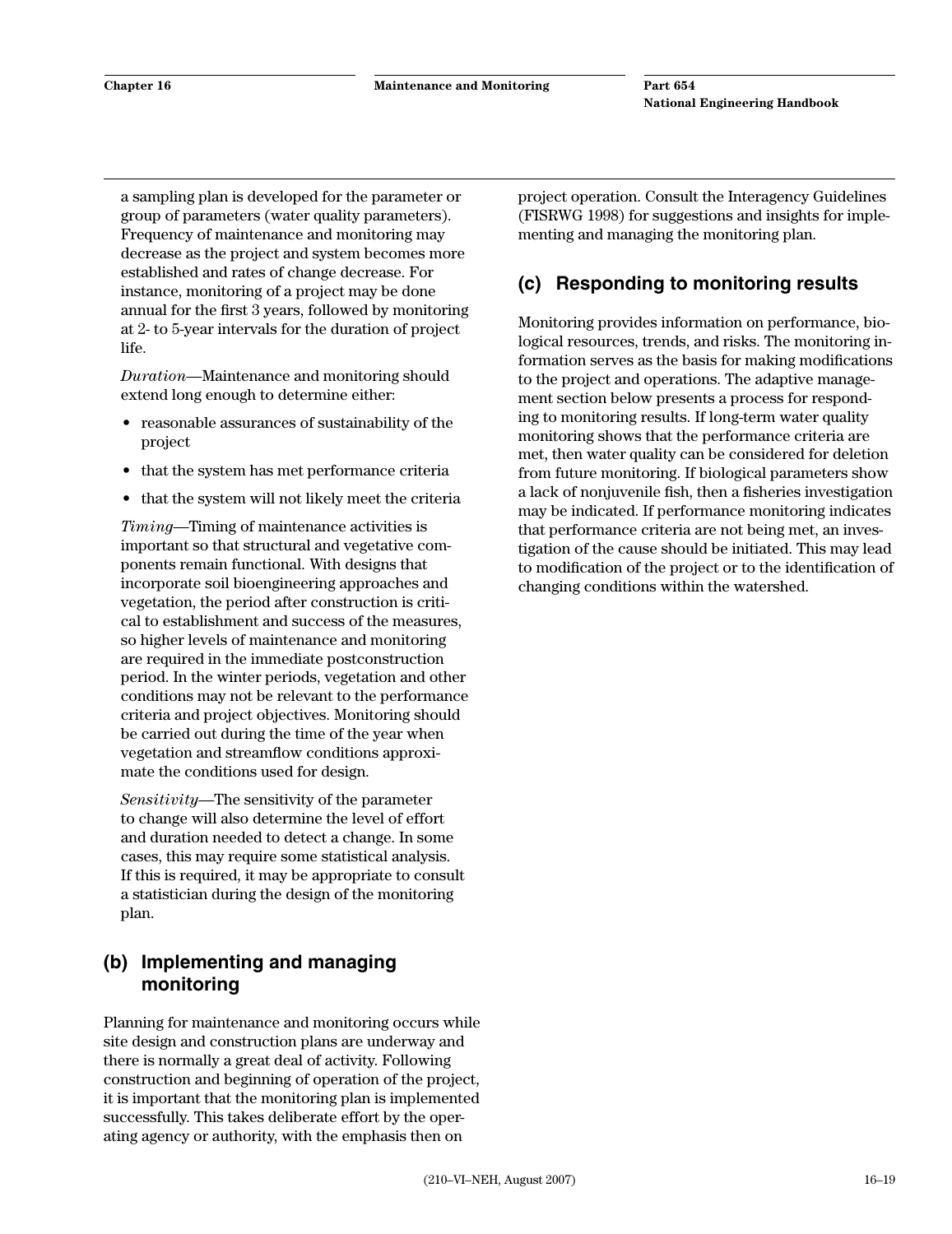a sampling plan is developed for the parameter or group of parameters (water quality parameters). Frequency of maintenance and monitoring may decrease as the project and system becomes more established and rates of change decrease. For instance, monitoring of a project may be done annual for the first 3 years, followed by monitoring at 2- to 5-year intervals for the duration of project life.

*Duration*—Maintenance and monitoring should extend long enough to determine either:

- reasonable assurances of sustainability of the project
- that the system has met performance criteria
- that the system will not likely meet the criteria

*Timing*—Timing of maintenance activities is important so that structural and vegetative components remain functional. With designs that incorporate soil bioengineering approaches and vegetation, the period after construction is critical to establishment and success of the measures, so higher levels of maintenance and monitoring are required in the immediate postconstruction period. In the winter periods, vegetation and other conditions may not be relevant to the performance criteria and project objectives. Monitoring should be carried out during the time of the year when vegetation and streamflow conditions approximate the conditions used for design.

*Sensitivity*—The sensitivity of the parameter to change will also determine the level of effort and duration needed to detect a change. In some cases, this may require some statistical analysis. If this is required, it may be appropriate to consult a statistician during the design of the monitoring plan.

## (b) Implementing and managing monitoring

Planning for maintenance and monitoring occurs while site design and construction plans are underway and there is normally a great deal of activity. Following construction and beginning of operation of the project, it is important that the monitoring plan is implemented successfully. This takes deliberate effort by the operating agency or authority, with the emphasis then on project operation. Consult the Interagency Guidelines (FISRWG 1998) for suggestions and insights for implementing and managing the monitoring plan.

## (c) Responding to monitoring results

Monitoring provides information on performance, biological resources, trends, and risks. The monitoring information serves as the basis for making modifications to the project and operations. The adaptive management section below presents a process for responding to monitoring results. If long-term water quality monitoring shows that the performance criteria are met, then water quality can be considered for deletion from future monitoring. If biological parameters show a lack of nonjuvenile fish, then a fisheries investigation may be indicated. If performance monitoring indicates that performance criteria are not being met, an investigation of the cause should be initiated. This may lead to modification of the project or to the identification of changing conditions within the watershed.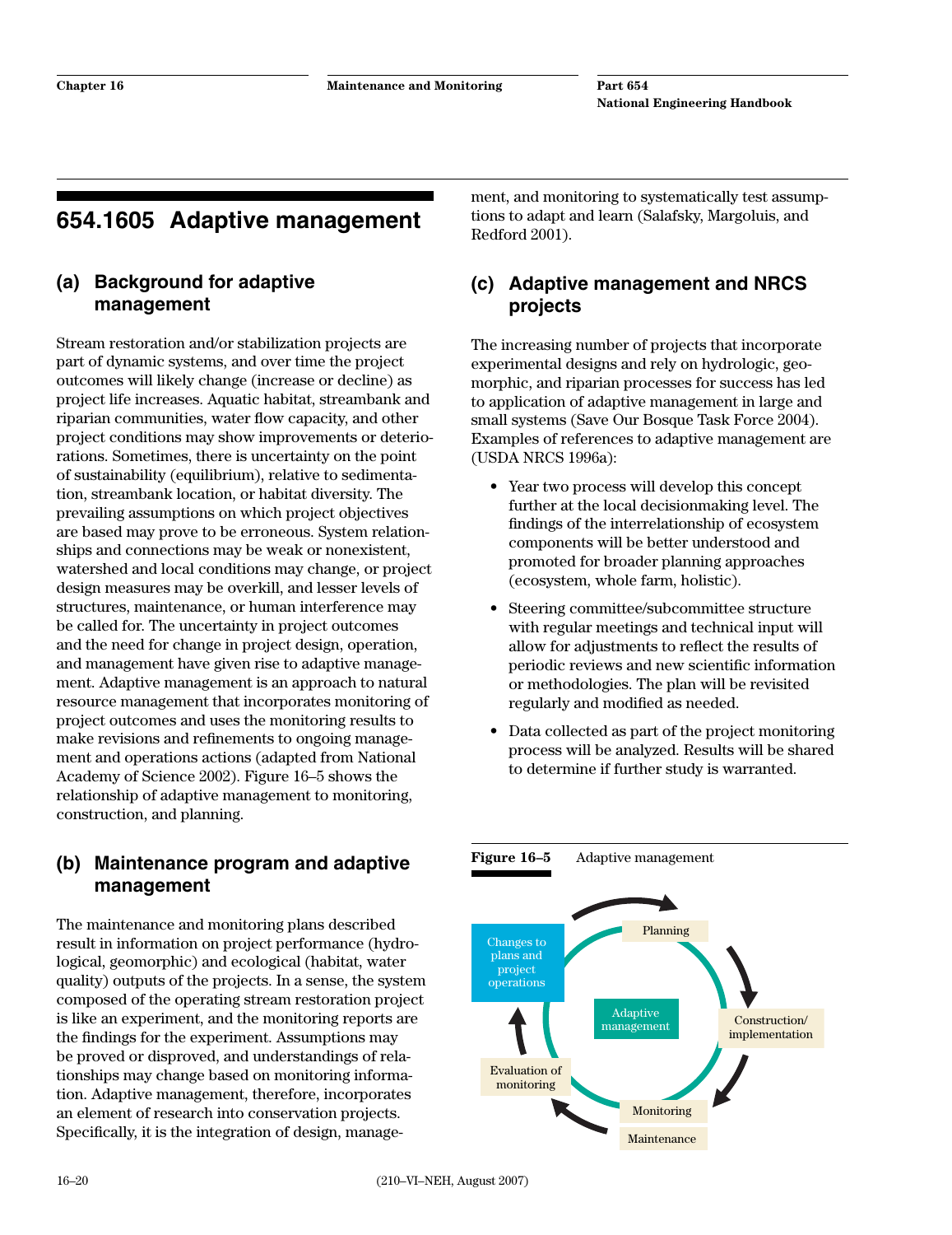## 654.1605 Adaptive management

### (a) Background for adaptive management

Stream restoration and/or stabilization projects are part of dynamic systems, and over time the project outcomes will likely change (increase or decline) as project life increases. Aquatic habitat, streambank and riparian communities, water flow capacity, and other project conditions may show improvements or deteriorations. Sometimes, there is uncertainty on the point of sustainability (equilibrium), relative to sedimentation, streambank location, or habitat diversity. The prevailing assumptions on which project objectives are based may prove to be erroneous. System relationships and connections may be weak or nonexistent, watershed and local conditions may change, or project design measures may be overkill, and lesser levels of structures, maintenance, or human interference may be called for. The uncertainty in project outcomes and the need for change in project design, operation, and management have given rise to adaptive management. Adaptive management is an approach to natural resource management that incorporates monitoring of project outcomes and uses the monitoring results to make revisions and refinements to ongoing management and operations actions (adapted from National Academy of Science 2002). Figure 16–5 shows the relationship of adaptive management to monitoring, construction, and planning.

### (b) Maintenance program and adaptive management

The maintenance and monitoring plans described result in information on project performance (hydrological, geomorphic) and ecological (habitat, water quality) outputs of the projects. In a sense, the system composed of the operating stream restoration project is like an experiment, and the monitoring reports are the findings for the experiment. Assumptions may be proved or disproved, and understandings of relationships may change based on monitoring information. Adaptive management, therefore, incorporates an element of research into conservation projects. Specifically, it is the integration of design, management, and monitoring to systematically test assumptions to adapt and learn (Salafsky, Margoluis, and Redford 2001).

### (c) Adaptive management and NRCS projects

The increasing number of projects that incorporate experimental designs and rely on hydrologic, geomorphic, and riparian processes for success has led to application of adaptive management in large and small systems (Save Our Bosque Task Force 2004). Examples of references to adaptive management are (USDA NRCS 1996a):

- Year two process will develop this concept further at the local decisionmaking level. The findings of the interrelationship of ecosystem components will be better understood and promoted for broader planning approaches (ecosystem, whole farm, holistic).
- Steering committee/subcommittee structure with regular meetings and technical input will allow for adjustments to reflect the results of periodic reviews and new scientific information or methodologies. The plan will be revisited regularly and modified as needed.
- Data collected as part of the project monitoring process will be analyzed. Results will be shared to determine if further study is warranted.

**Figure 16–5** Adaptive management

Adaptive management: Planning → Construction/implementation → Monitoring / Maintenance → Evaluation of monitoring → Changes to plans and project operations → Planning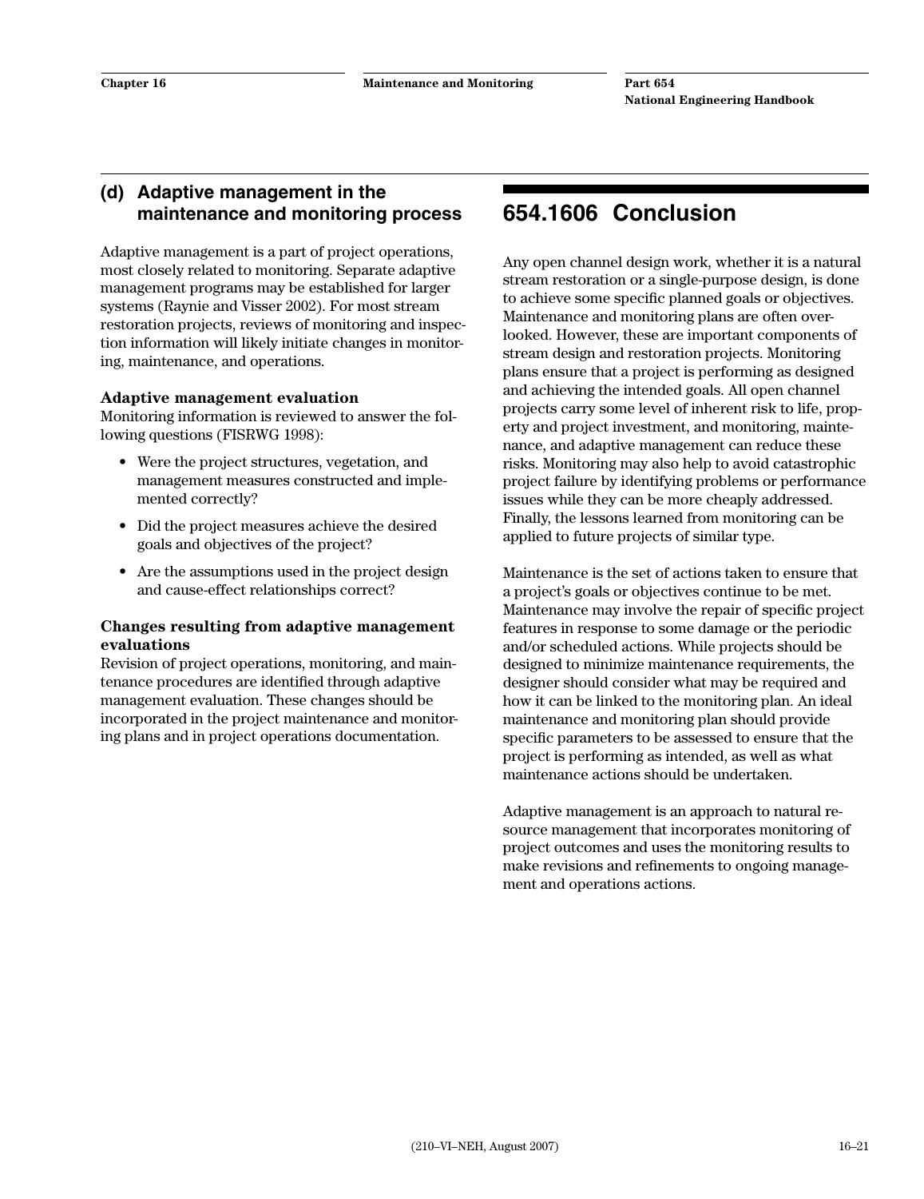### (d) Adaptive management in the maintenance and monitoring process

Adaptive management is a part of project operations, most closely related to monitoring. Separate adaptive management programs may be established for larger systems (Raynie and Visser 2002). For most stream restoration projects, reviews of monitoring and inspection information will likely initiate changes in monitoring, maintenance, and operations.

**Adaptive management evaluation**

Monitoring information is reviewed to answer the following questions (FISRWG 1998):

- Were the project structures, vegetation, and management measures constructed and implemented correctly?
- Did the project measures achieve the desired goals and objectives of the project?
- Are the assumptions used in the project design and cause-effect relationships correct?

**Changes resulting from adaptive management evaluations**

Revision of project operations, monitoring, and maintenance procedures are identified through adaptive management evaluation. These changes should be incorporated in the project maintenance and monitoring plans and in project operations documentation.

## 654.1606 Conclusion

Any open channel design work, whether it is a natural stream restoration or a single-purpose design, is done to achieve some specific planned goals or objectives. Maintenance and monitoring plans are often overlooked. However, these are important components of stream design and restoration projects. Monitoring plans ensure that a project is performing as designed and achieving the intended goals. All open channel projects carry some level of inherent risk to life, property and project investment, and monitoring, maintenance, and adaptive management can reduce these risks. Monitoring may also help to avoid catastrophic project failure by identifying problems or performance issues while they can be more cheaply addressed. Finally, the lessons learned from monitoring can be applied to future projects of similar type.

Maintenance is the set of actions taken to ensure that a project's goals or objectives continue to be met. Maintenance may involve the repair of specific project features in response to some damage or the periodic and/or scheduled actions. While projects should be designed to minimize maintenance requirements, the designer should consider what may be required and how it can be linked to the monitoring plan. An ideal maintenance and monitoring plan should provide specific parameters to be assessed to ensure that the project is performing as intended, as well as what maintenance actions should be undertaken.

Adaptive management is an approach to natural resource management that incorporates monitoring of project outcomes and uses the monitoring results to make revisions and refinements to ongoing management and operations actions.